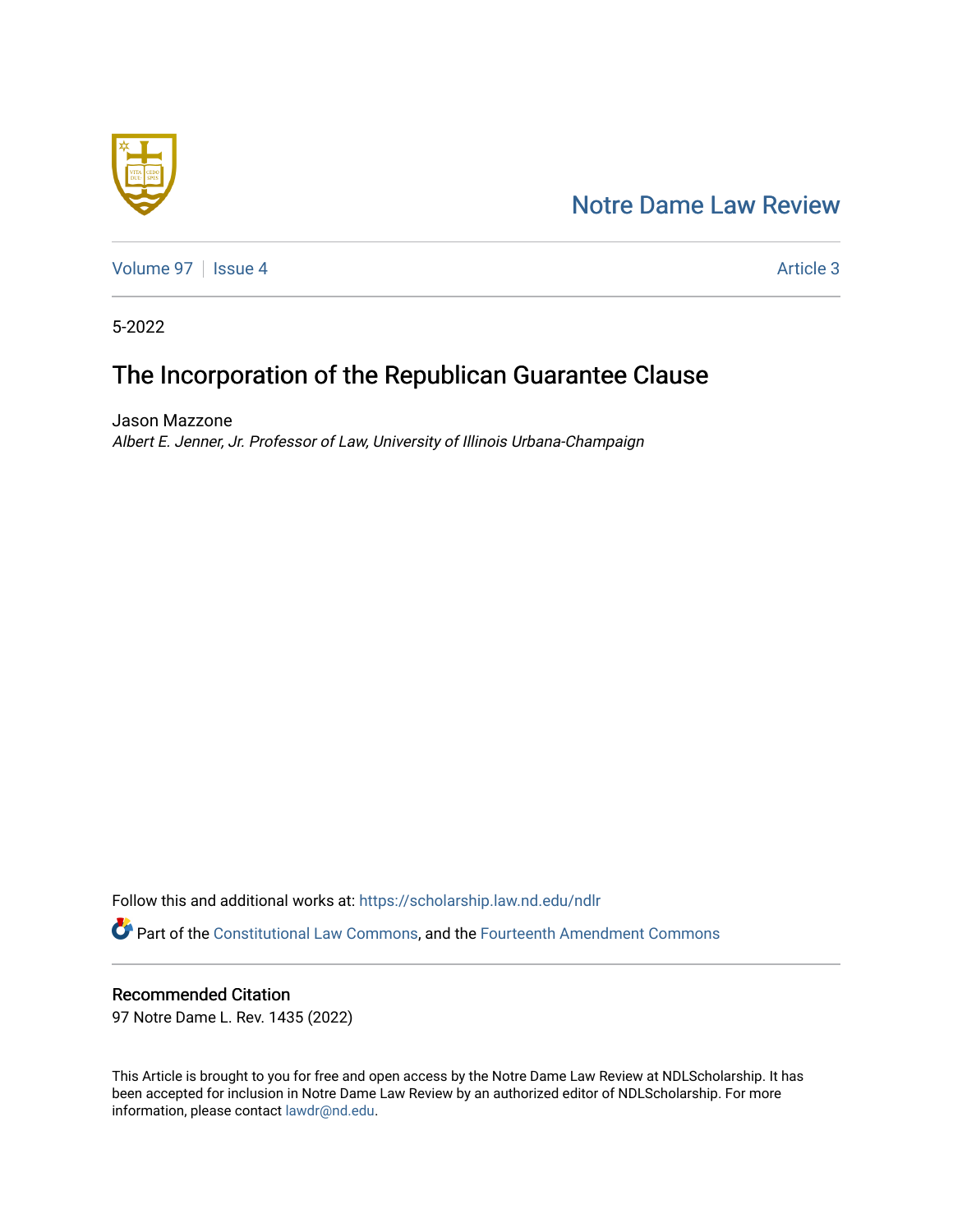Notre Dame Law Review

Volume 97 | Issue 4 | Article 3

5-2022

# The Incorporation of the Republican Guarantee Clause

Jason Mazzone
*Albert E. Jenner, Jr. Professor of Law, University of Illinois Urbana-Champaign*

Follow this and additional works at: https://scholarship.law.nd.edu/ndlr

Part of the Constitutional Law Commons, and the Fourteenth Amendment Commons

## Recommended Citation

97 Notre Dame L. Rev. 1435 (2022)

This Article is brought to you for free and open access by the Notre Dame Law Review at NDLScholarship. It has been accepted for inclusion in Notre Dame Law Review by an authorized editor of NDLScholarship. For more information, please contact lawdr@nd.edu.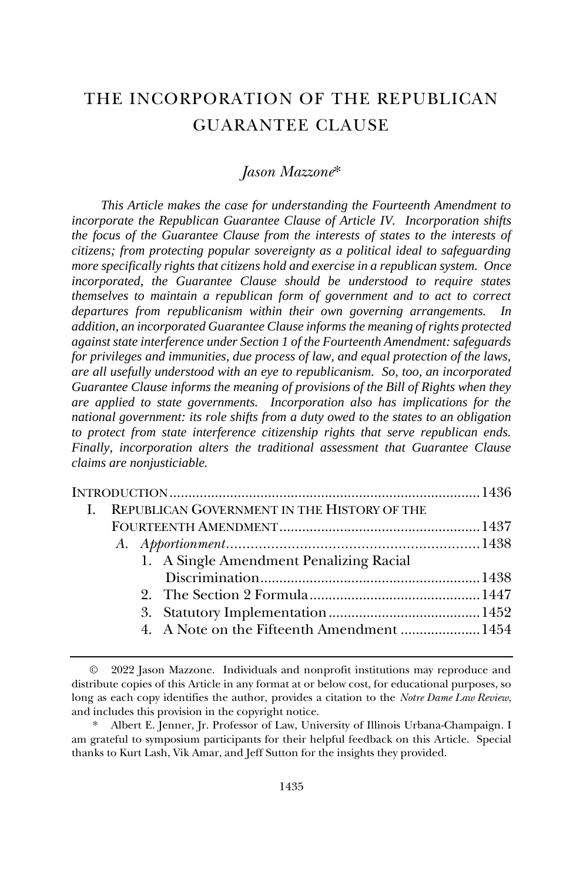# THE INCORPORATION OF THE REPUBLICAN GUARANTEE CLAUSE

*Jason Mazzone*\*

*This Article makes the case for understanding the Fourteenth Amendment to incorporate the Republican Guarantee Clause of Article IV. Incorporation shifts the focus of the Guarantee Clause from the interests of states to the interests of citizens; from protecting popular sovereignty as a political ideal to safeguarding more specifically rights that citizens hold and exercise in a republican system. Once incorporated, the Guarantee Clause should be understood to require states themselves to maintain a republican form of government and to act to correct departures from republicanism within their own governing arrangements. In addition, an incorporated Guarantee Clause informs the meaning of rights protected against state interference under Section 1 of the Fourteenth Amendment: safeguards for privileges and immunities, due process of law, and equal protection of the laws, are all usefully understood with an eye to republicanism. So, too, an incorporated Guarantee Clause informs the meaning of provisions of the Bill of Rights when they are applied to state governments. Incorporation also has implications for the national government: its role shifts from a duty owed to the states to an obligation to protect from state interference citizenship rights that serve republican ends. Finally, incorporation alters the traditional assessment that Guarantee Clause claims are nonjusticiable.*

INTRODUCTION ................................................................................ 1436

I. REPUBLICAN GOVERNMENT IN THE HISTORY OF THE FOURTEENTH AMENDMENT .................................................... 1437
   - A. *Apportionment* ............................................................. 1438
     1. A Single Amendment Penalizing Racial Discrimination ......................................................... 1438
     2. The Section 2 Formula ............................................ 1447
     3. Statutory Implementation ....................................... 1452
     4. A Note on the Fifteenth Amendment .................... 1454

---

© 2022 Jason Mazzone. Individuals and nonprofit institutions may reproduce and distribute copies of this Article in any format at or below cost, for educational purposes, so long as each copy identifies the author, provides a citation to the *Notre Dame Law Review*, and includes this provision in the copyright notice.

\* Albert E. Jenner, Jr. Professor of Law, University of Illinois Urbana-Champaign. I am grateful to symposium participants for their helpful feedback on this Article. Special thanks to Kurt Lash, Vik Amar, and Jeff Sutton for the insights they provided.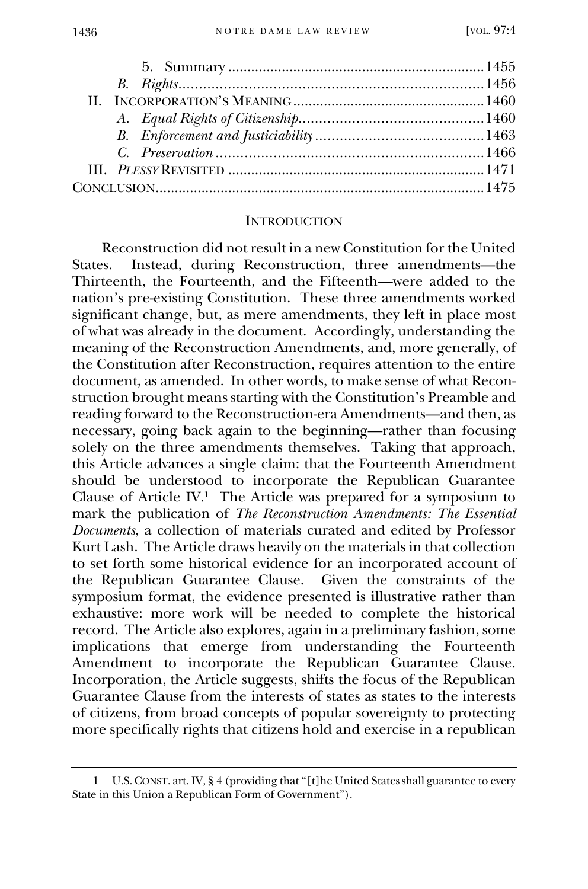5. Summary .......... 1455

*B. Rights* .......... 1456

II. INCORPORATION'S MEANING .......... 1460

*A. Equal Rights of Citizenship* .......... 1460

*B. Enforcement and Justiciability* .......... 1463

*C. Preservation* .......... 1466

III. *PLESSY* REVISITED .......... 1471

CONCLUSION .......... 1475

## INTRODUCTION

Reconstruction did not result in a new Constitution for the United States. Instead, during Reconstruction, three amendments—the Thirteenth, the Fourteenth, and the Fifteenth—were added to the nation's pre-existing Constitution. These three amendments worked significant change, but, as mere amendments, they left in place most of what was already in the document. Accordingly, understanding the meaning of the Reconstruction Amendments, and, more generally, of the Constitution after Reconstruction, requires attention to the entire document, as amended. In other words, to make sense of what Reconstruction brought means starting with the Constitution's Preamble and reading forward to the Reconstruction-era Amendments—and then, as necessary, going back again to the beginning—rather than focusing solely on the three amendments themselves. Taking that approach, this Article advances a single claim: that the Fourteenth Amendment should be understood to incorporate the Republican Guarantee Clause of Article IV.[1] The Article was prepared for a symposium to mark the publication of *The Reconstruction Amendments: The Essential Documents*, a collection of materials curated and edited by Professor Kurt Lash. The Article draws heavily on the materials in that collection to set forth some historical evidence for an incorporated account of the Republican Guarantee Clause. Given the constraints of the symposium format, the evidence presented is illustrative rather than exhaustive: more work will be needed to complete the historical record. The Article also explores, again in a preliminary fashion, some implications that emerge from understanding the Fourteenth Amendment to incorporate the Republican Guarantee Clause. Incorporation, the Article suggests, shifts the focus of the Republican Guarantee Clause from the interests of states as states to the interests of citizens, from broad concepts of popular sovereignty to protecting more specifically rights that citizens hold and exercise in a republican

---

1 U.S. CONST. art. IV, § 4 (providing that "[t]he United States shall guarantee to every State in this Union a Republican Form of Government").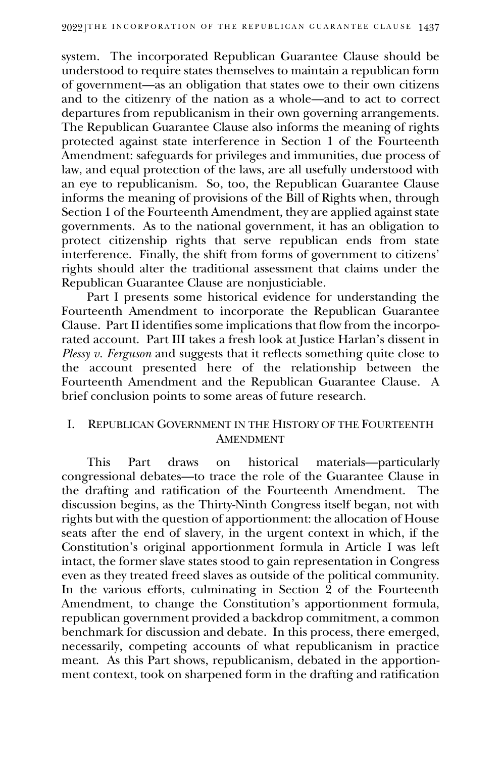system. The incorporated Republican Guarantee Clause should be understood to require states themselves to maintain a republican form of government—as an obligation that states owe to their own citizens and to the citizenry of the nation as a whole—and to act to correct departures from republicanism in their own governing arrangements. The Republican Guarantee Clause also informs the meaning of rights protected against state interference in Section 1 of the Fourteenth Amendment: safeguards for privileges and immunities, due process of law, and equal protection of the laws, are all usefully understood with an eye to republicanism. So, too, the Republican Guarantee Clause informs the meaning of provisions of the Bill of Rights when, through Section 1 of the Fourteenth Amendment, they are applied against state governments. As to the national government, it has an obligation to protect citizenship rights that serve republican ends from state interference. Finally, the shift from forms of government to citizens' rights should alter the traditional assessment that claims under the Republican Guarantee Clause are nonjusticiable.

Part I presents some historical evidence for understanding the Fourteenth Amendment to incorporate the Republican Guarantee Clause. Part II identifies some implications that flow from the incorporated account. Part III takes a fresh look at Justice Harlan's dissent in *Plessy v. Ferguson* and suggests that it reflects something quite close to the account presented here of the relationship between the Fourteenth Amendment and the Republican Guarantee Clause. A brief conclusion points to some areas of future research.

## I. Republican Government in the History of the Fourteenth Amendment

This Part draws on historical materials—particularly congressional debates—to trace the role of the Guarantee Clause in the drafting and ratification of the Fourteenth Amendment. The discussion begins, as the Thirty-Ninth Congress itself began, not with rights but with the question of apportionment: the allocation of House seats after the end of slavery, in the urgent context in which, if the Constitution's original apportionment formula in Article I was left intact, the former slave states stood to gain representation in Congress even as they treated freed slaves as outside of the political community. In the various efforts, culminating in Section 2 of the Fourteenth Amendment, to change the Constitution's apportionment formula, republican government provided a backdrop commitment, a common benchmark for discussion and debate. In this process, there emerged, necessarily, competing accounts of what republicanism in practice meant. As this Part shows, republicanism, debated in the apportionment context, took on sharpened form in the drafting and ratification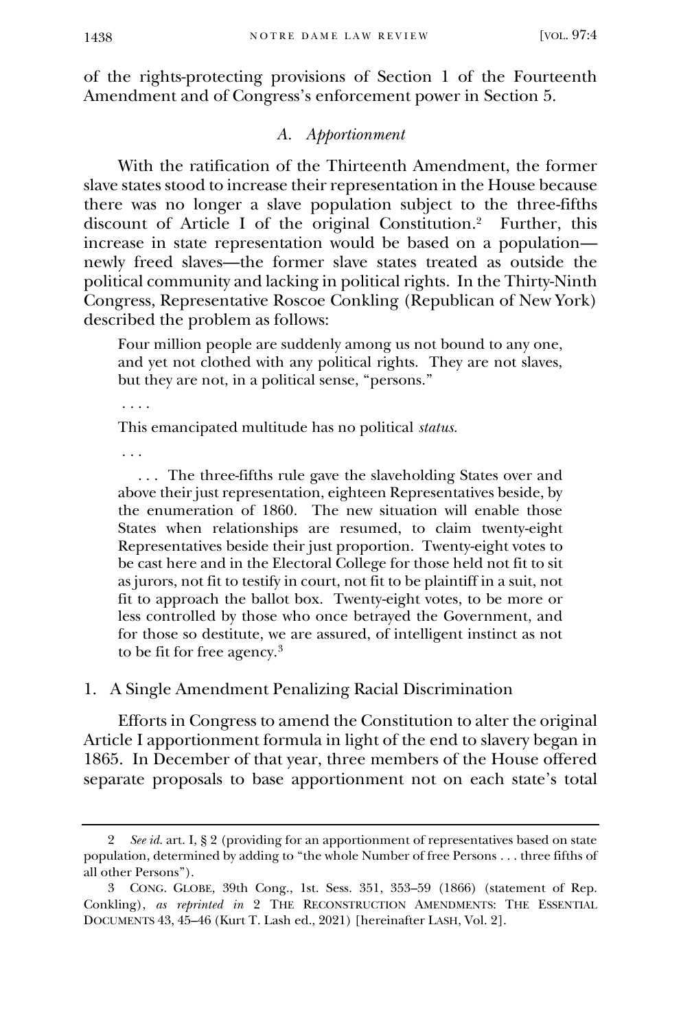of the rights-protecting provisions of Section 1 of the Fourteenth Amendment and of Congress's enforcement power in Section 5.

### *A. Apportionment*

With the ratification of the Thirteenth Amendment, the former slave states stood to increase their representation in the House because there was no longer a slave population subject to the three-fifths discount of Article I of the original Constitution.[2] Further, this increase in state representation would be based on a population—newly freed slaves—the former slave states treated as outside the political community and lacking in political rights. In the Thirty-Ninth Congress, Representative Roscoe Conkling (Republican of New York) described the problem as follows:

> Four million people are suddenly among us not bound to any one, and yet not clothed with any political rights. They are not slaves, but they are not, in a political sense, "persons."
>
> . . . .
>
> This emancipated multitude has no political *status*.
>
> . . .
>
> . . . The three-fifths rule gave the slaveholding States over and above their just representation, eighteen Representatives beside, by the enumeration of 1860. The new situation will enable those States when relationships are resumed, to claim twenty-eight Representatives beside their just proportion. Twenty-eight votes to be cast here and in the Electoral College for those held not fit to sit as jurors, not fit to testify in court, not fit to be plaintiff in a suit, not fit to approach the ballot box. Twenty-eight votes, to be more or less controlled by those who once betrayed the Government, and for those so destitute, we are assured, of intelligent instinct as not to be fit for free agency.[3]

#### 1. A Single Amendment Penalizing Racial Discrimination

Efforts in Congress to amend the Constitution to alter the original Article I apportionment formula in light of the end to slavery began in 1865. In December of that year, three members of the House offered separate proposals to base apportionment not on each state's total

---

2 *See id.* art. I, § 2 (providing for an apportionment of representatives based on state population, determined by adding to "the whole Number of free Persons . . . three fifths of all other Persons").

3 CONG. GLOBE, 39th Cong., 1st. Sess. 351, 353–59 (1866) (statement of Rep. Conkling), *as reprinted in* 2 THE RECONSTRUCTION AMENDMENTS: THE ESSENTIAL DOCUMENTS 43, 45–46 (Kurt T. Lash ed., 2021) [hereinafter LASH, Vol. 2].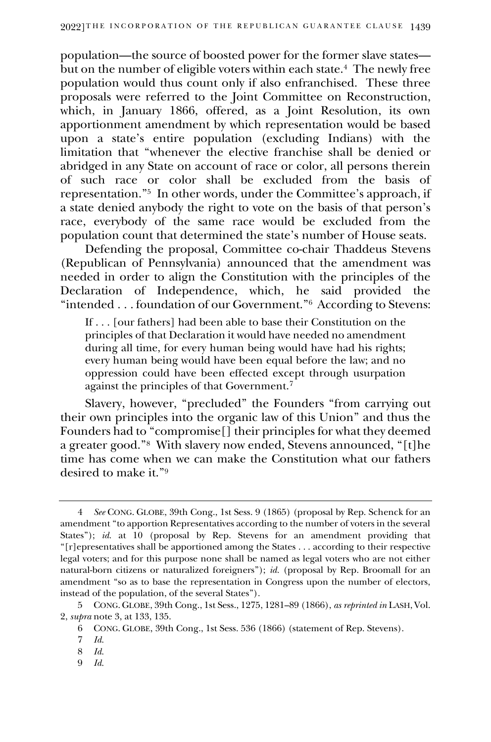population—the source of boosted power for the former slave states—but on the number of eligible voters within each state.[4] The newly free population would thus count only if also enfranchised. These three proposals were referred to the Joint Committee on Reconstruction, which, in January 1866, offered, as a Joint Resolution, its own apportionment amendment by which representation would be based upon a state's entire population (excluding Indians) with the limitation that "whenever the elective franchise shall be denied or abridged in any State on account of race or color, all persons therein of such race or color shall be excluded from the basis of representation."[5] In other words, under the Committee's approach, if a state denied anybody the right to vote on the basis of that person's race, everybody of the same race would be excluded from the population count that determined the state's number of House seats.

Defending the proposal, Committee co-chair Thaddeus Stevens (Republican of Pennsylvania) announced that the amendment was needed in order to align the Constitution with the principles of the Declaration of Independence, which, he said provided the "intended . . . foundation of our Government."[6] According to Stevens:

> If . . . [our fathers] had been able to base their Constitution on the principles of that Declaration it would have needed no amendment during all time, for every human being would have had his rights; every human being would have been equal before the law; and no oppression could have been effected except through usurpation against the principles of that Government.[7]

Slavery, however, "precluded" the Founders "from carrying out their own principles into the organic law of this Union" and thus the Founders had to "compromise[] their principles for what they deemed a greater good."[8] With slavery now ended, Stevens announced, "[t]he time has come when we can make the Constitution what our fathers desired to make it."[9]

---

4 *See* CONG. GLOBE, 39th Cong., 1st Sess. 9 (1865) (proposal by Rep. Schenck for an amendment "to apportion Representatives according to the number of voters in the several States"); *id.* at 10 (proposal by Rep. Stevens for an amendment providing that "[r]epresentatives shall be apportioned among the States . . . according to their respective legal voters; and for this purpose none shall be named as legal voters who are not either natural-born citizens or naturalized foreigners"); *id.* (proposal by Rep. Broomall for an amendment "so as to base the representation in Congress upon the number of electors, instead of the population, of the several States").

5 CONG. GLOBE, 39th Cong., 1st Sess., 1275, 1281–89 (1866), *as reprinted in* LASH, Vol. 2, *supra* note 3, at 133, 135.

6 CONG. GLOBE, 39th Cong., 1st Sess. 536 (1866) (statement of Rep. Stevens).

7 *Id.*

8 *Id.*

9 *Id.*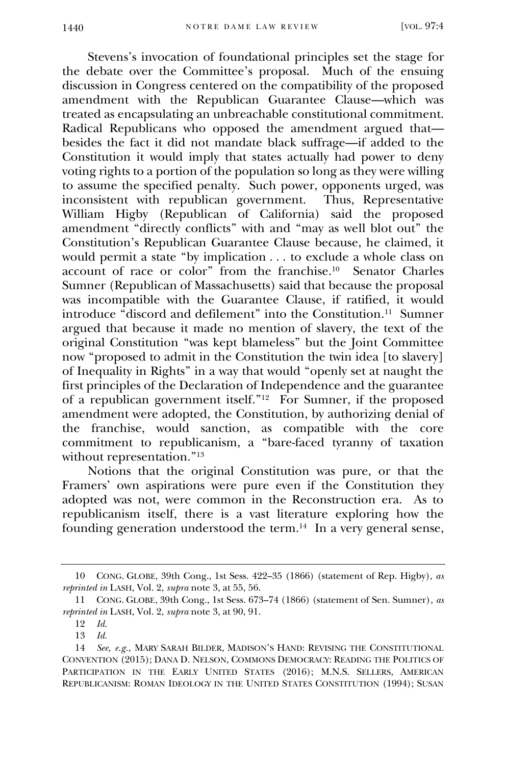Stevens's invocation of foundational principles set the stage for the debate over the Committee's proposal. Much of the ensuing discussion in Congress centered on the compatibility of the proposed amendment with the Republican Guarantee Clause—which was treated as encapsulating an unbreachable constitutional commitment. Radical Republicans who opposed the amendment argued that—besides the fact it did not mandate black suffrage—if added to the Constitution it would imply that states actually had power to deny voting rights to a portion of the population so long as they were willing to assume the specified penalty. Such power, opponents urged, was inconsistent with republican government. Thus, Representative William Higby (Republican of California) said the proposed amendment "directly conflicts" with and "may as well blot out" the Constitution's Republican Guarantee Clause because, he claimed, it would permit a state "by implication . . . to exclude a whole class on account of race or color" from the franchise.[10] Senator Charles Sumner (Republican of Massachusetts) said that because the proposal was incompatible with the Guarantee Clause, if ratified, it would introduce "discord and defilement" into the Constitution.[11] Sumner argued that because it made no mention of slavery, the text of the original Constitution "was kept blameless" but the Joint Committee now "proposed to admit in the Constitution the twin idea [to slavery] of Inequality in Rights" in a way that would "openly set at naught the first principles of the Declaration of Independence and the guarantee of a republican government itself."[12] For Sumner, if the proposed amendment were adopted, the Constitution, by authorizing denial of the franchise, would sanction, as compatible with the core commitment to republicanism, a "bare-faced tyranny of taxation without representation."[13]

Notions that the original Constitution was pure, or that the Framers' own aspirations were pure even if the Constitution they adopted was not, were common in the Reconstruction era. As to republicanism itself, there is a vast literature exploring how the founding generation understood the term.[14] In a very general sense,

---

10 CONG. GLOBE, 39th Cong., 1st Sess. 422–35 (1866) (statement of Rep. Higby), *as reprinted in* LASH, Vol. 2, *supra* note 3, at 55, 56.

11 CONG. GLOBE, 39th Cong., 1st Sess. 673–74 (1866) (statement of Sen. Sumner), *as reprinted in* LASH, Vol. 2, *supra* note 3, at 90, 91.

12 *Id.*

13 *Id.*

14 *See, e.g.*, MARY SARAH BILDER, MADISON'S HAND: REVISING THE CONSTITUTIONAL CONVENTION (2015); DANA D. NELSON, COMMONS DEMOCRACY: READING THE POLITICS OF PARTICIPATION IN THE EARLY UNITED STATES (2016); M.N.S. SELLERS, AMERICAN REPUBLICANISM: ROMAN IDEOLOGY IN THE UNITED STATES CONSTITUTION (1994); SUSAN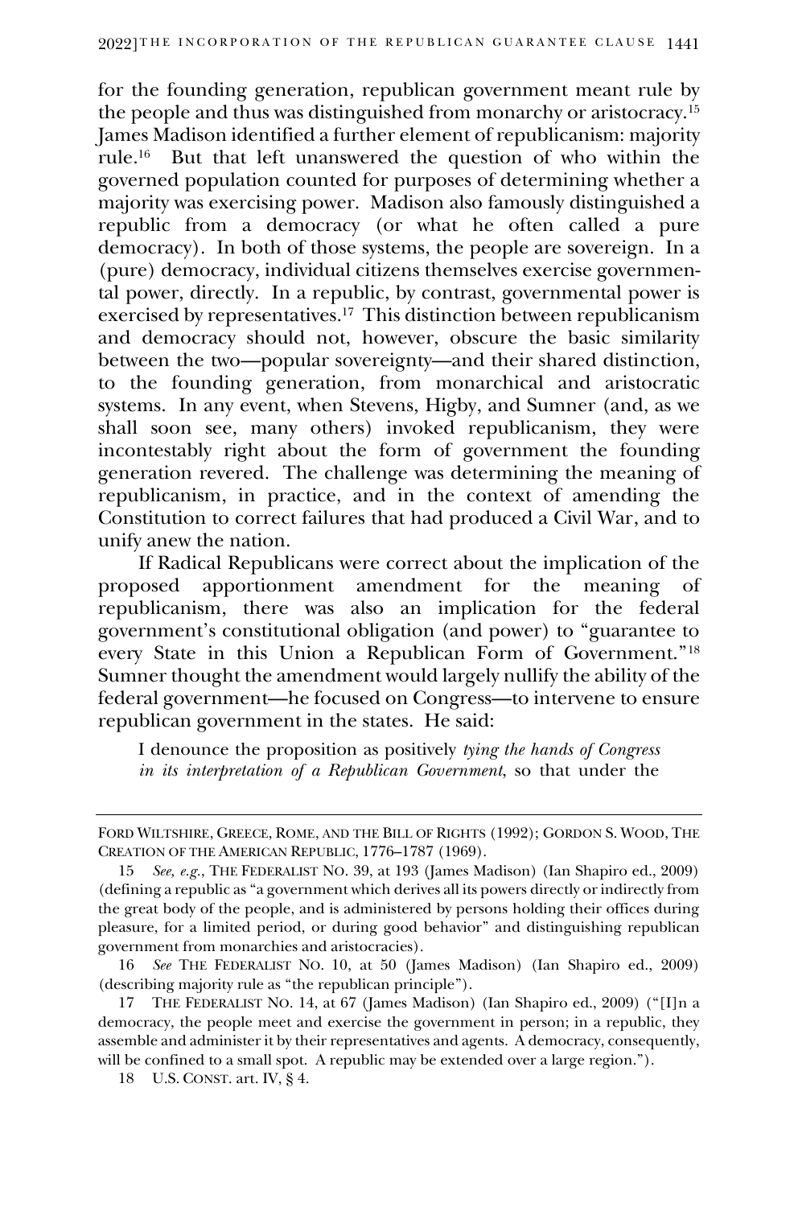for the founding generation, republican government meant rule by the people and thus was distinguished from monarchy or aristocracy.[15] James Madison identified a further element of republicanism: majority rule.[16] But that left unanswered the question of who within the governed population counted for purposes of determining whether a majority was exercising power. Madison also famously distinguished a republic from a democracy (or what he often called a pure democracy). In both of those systems, the people are sovereign. In a (pure) democracy, individual citizens themselves exercise governmental power, directly. In a republic, by contrast, governmental power is exercised by representatives.[17] This distinction between republicanism and democracy should not, however, obscure the basic similarity between the two—popular sovereignty—and their shared distinction, to the founding generation, from monarchical and aristocratic systems. In any event, when Stevens, Higby, and Sumner (and, as we shall soon see, many others) invoked republicanism, they were incontestably right about the form of government the founding generation revered. The challenge was determining the meaning of republicanism, in practice, and in the context of amending the Constitution to correct failures that had produced a Civil War, and to unify anew the nation.

If Radical Republicans were correct about the implication of the proposed apportionment amendment for the meaning of republicanism, there was also an implication for the federal government's constitutional obligation (and power) to "guarantee to every State in this Union a Republican Form of Government."[18] Sumner thought the amendment would largely nullify the ability of the federal government—he focused on Congress—to intervene to ensure republican government in the states. He said:

> I denounce the proposition as positively *tying the hands of Congress in its interpretation of a Republican Government*, so that under the

---

FORD WILTSHIRE, GREECE, ROME, AND THE BILL OF RIGHTS (1992); GORDON S. WOOD, THE CREATION OF THE AMERICAN REPUBLIC, 1776–1787 (1969).

15 *See, e.g.*, THE FEDERALIST NO. 39, at 193 (James Madison) (Ian Shapiro ed., 2009) (defining a republic as "a government which derives all its powers directly or indirectly from the great body of the people, and is administered by persons holding their offices during pleasure, for a limited period, or during good behavior" and distinguishing republican government from monarchies and aristocracies).

16 *See* THE FEDERALIST NO. 10, at 50 (James Madison) (Ian Shapiro ed., 2009) (describing majority rule as "the republican principle").

17 THE FEDERALIST NO. 14, at 67 (James Madison) (Ian Shapiro ed., 2009) ("[I]n a democracy, the people meet and exercise the government in person; in a republic, they assemble and administer it by their representatives and agents. A democracy, consequently, will be confined to a small spot. A republic may be extended over a large region.").

18 U.S. CONST. art. IV, § 4.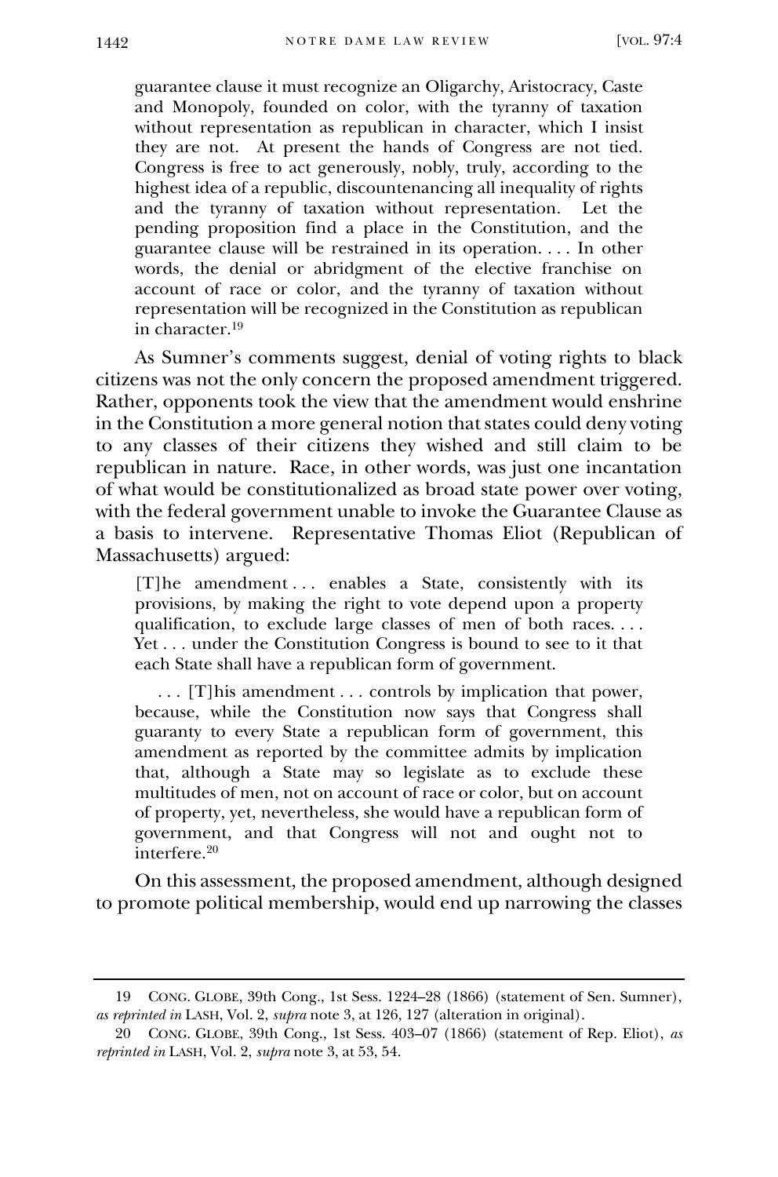> guarantee clause it must recognize an Oligarchy, Aristocracy, Caste and Monopoly, founded on color, with the tyranny of taxation without representation as republican in character, which I insist they are not. At present the hands of Congress are not tied. Congress is free to act generously, nobly, truly, according to the highest idea of a republic, discountenancing all inequality of rights and the tyranny of taxation without representation. Let the pending proposition find a place in the Constitution, and the guarantee clause will be restrained in its operation. . . . In other words, the denial or abridgment of the elective franchise on account of race or color, and the tyranny of taxation without representation will be recognized in the Constitution as republican in character.[19]

As Sumner's comments suggest, denial of voting rights to black citizens was not the only concern the proposed amendment triggered. Rather, opponents took the view that the amendment would enshrine in the Constitution a more general notion that states could deny voting to any classes of their citizens they wished and still claim to be republican in nature. Race, in other words, was just one incantation of what would be constitutionalized as broad state power over voting, with the federal government unable to invoke the Guarantee Clause as a basis to intervene. Representative Thomas Eliot (Republican of Massachusetts) argued:

> [T]he amendment . . . enables a State, consistently with its provisions, by making the right to vote depend upon a property qualification, to exclude large classes of men of both races. . . . Yet . . . under the Constitution Congress is bound to see to it that each State shall have a republican form of government.
>
> . . . [T]his amendment . . . controls by implication that power, because, while the Constitution now says that Congress shall guaranty to every State a republican form of government, this amendment as reported by the committee admits by implication that, although a State may so legislate as to exclude these multitudes of men, not on account of race or color, but on account of property, yet, nevertheless, she would have a republican form of government, and that Congress will not and ought not to interfere.[20]

On this assessment, the proposed amendment, although designed to promote political membership, would end up narrowing the classes

---

19 CONG. GLOBE, 39th Cong., 1st Sess. 1224–28 (1866) (statement of Sen. Sumner), *as reprinted in* LASH, Vol. 2, *supra* note 3, at 126, 127 (alteration in original).

20 CONG. GLOBE, 39th Cong., 1st Sess. 403–07 (1866) (statement of Rep. Eliot), *as reprinted in* LASH, Vol. 2, *supra* note 3, at 53, 54.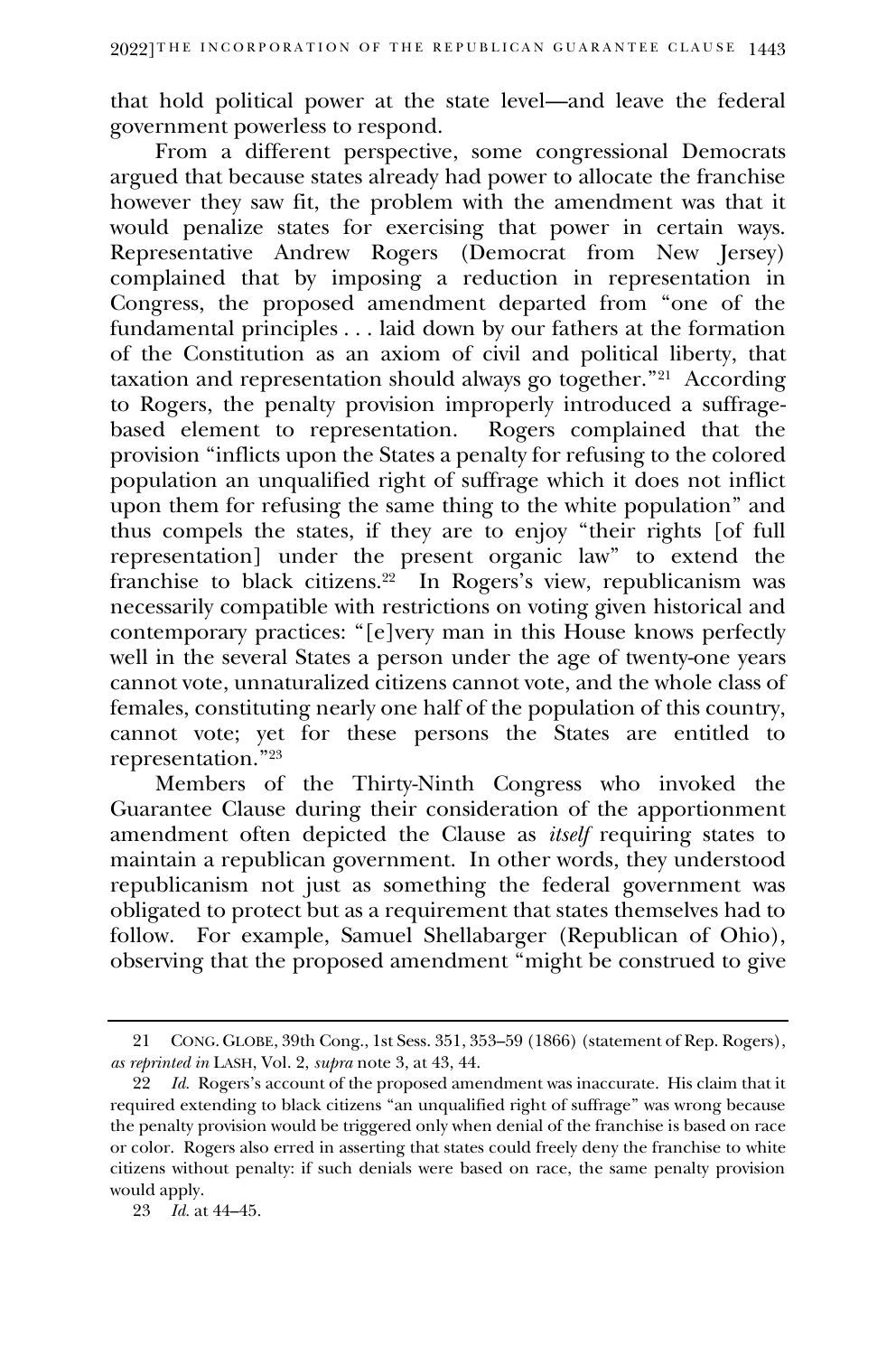that hold political power at the state level—and leave the federal government powerless to respond.

From a different perspective, some congressional Democrats argued that because states already had power to allocate the franchise however they saw fit, the problem with the amendment was that it would penalize states for exercising that power in certain ways. Representative Andrew Rogers (Democrat from New Jersey) complained that by imposing a reduction in representation in Congress, the proposed amendment departed from "one of the fundamental principles . . . laid down by our fathers at the formation of the Constitution as an axiom of civil and political liberty, that taxation and representation should always go together."[21] According to Rogers, the penalty provision improperly introduced a suffrage-based element to representation. Rogers complained that the provision "inflicts upon the States a penalty for refusing to the colored population an unqualified right of suffrage which it does not inflict upon them for refusing the same thing to the white population" and thus compels the states, if they are to enjoy "their rights [of full representation] under the present organic law" to extend the franchise to black citizens.[22] In Rogers's view, republicanism was necessarily compatible with restrictions on voting given historical and contemporary practices: "[e]very man in this House knows perfectly well in the several States a person under the age of twenty-one years cannot vote, unnaturalized citizens cannot vote, and the whole class of females, constituting nearly one half of the population of this country, cannot vote; yet for these persons the States are entitled to representation."[23]

Members of the Thirty-Ninth Congress who invoked the Guarantee Clause during their consideration of the apportionment amendment often depicted the Clause as *itself* requiring states to maintain a republican government. In other words, they understood republicanism not just as something the federal government was obligated to protect but as a requirement that states themselves had to follow. For example, Samuel Shellabarger (Republican of Ohio), observing that the proposed amendment "might be construed to give

---

21 CONG. GLOBE, 39th Cong., 1st Sess. 351, 353–59 (1866) (statement of Rep. Rogers), *as reprinted in* LASH, Vol. 2, *supra* note 3, at 43, 44.

22 *Id.* Rogers's account of the proposed amendment was inaccurate. His claim that it required extending to black citizens "an unqualified right of suffrage" was wrong because the penalty provision would be triggered only when denial of the franchise is based on race or color. Rogers also erred in asserting that states could freely deny the franchise to white citizens without penalty: if such denials were based on race, the same penalty provision would apply.

23 *Id.* at 44–45.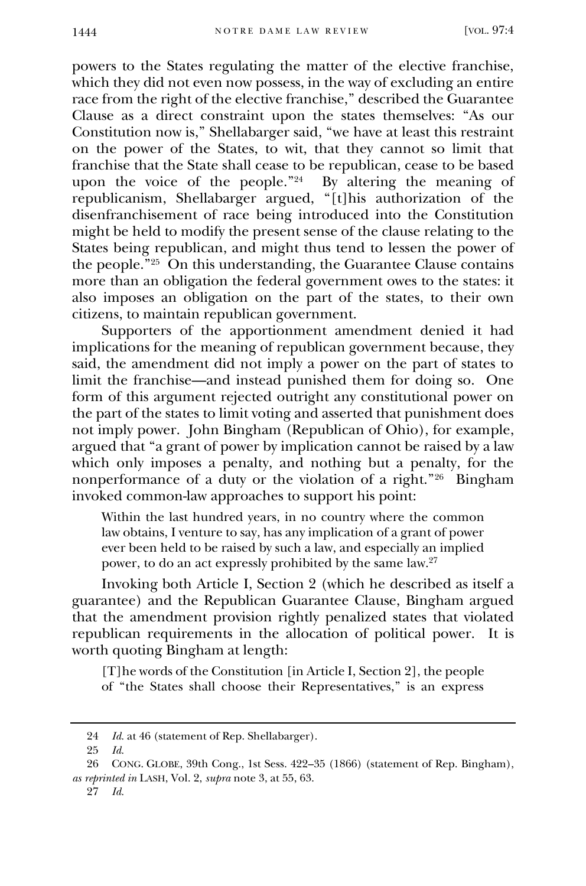powers to the States regulating the matter of the elective franchise, which they did not even now possess, in the way of excluding an entire race from the right of the elective franchise," described the Guarantee Clause as a direct constraint upon the states themselves: "As our Constitution now is," Shellabarger said, "we have at least this restraint on the power of the States, to wit, that they cannot so limit that franchise that the State shall cease to be republican, cease to be based upon the voice of the people."[24] By altering the meaning of republicanism, Shellabarger argued, "[t]his authorization of the disenfranchisement of race being introduced into the Constitution might be held to modify the present sense of the clause relating to the States being republican, and might thus tend to lessen the power of the people."[25] On this understanding, the Guarantee Clause contains more than an obligation the federal government owes to the states: it also imposes an obligation on the part of the states, to their own citizens, to maintain republican government.

Supporters of the apportionment amendment denied it had implications for the meaning of republican government because, they said, the amendment did not imply a power on the part of states to limit the franchise—and instead punished them for doing so. One form of this argument rejected outright any constitutional power on the part of the states to limit voting and asserted that punishment does not imply power. John Bingham (Republican of Ohio), for example, argued that "a grant of power by implication cannot be raised by a law which only imposes a penalty, and nothing but a penalty, for the nonperformance of a duty or the violation of a right."[26] Bingham invoked common-law approaches to support his point:

> Within the last hundred years, in no country where the common law obtains, I venture to say, has any implication of a grant of power ever been held to be raised by such a law, and especially an implied power, to do an act expressly prohibited by the same law.[27]

Invoking both Article I, Section 2 (which he described as itself a guarantee) and the Republican Guarantee Clause, Bingham argued that the amendment provision rightly penalized states that violated republican requirements in the allocation of political power. It is worth quoting Bingham at length:

> [T]he words of the Constitution [in Article I, Section 2], the people of "the States shall choose their Representatives," is an express

---

24 *Id.* at 46 (statement of Rep. Shellabarger).

25 *Id.*

26 CONG. GLOBE, 39th Cong., 1st Sess. 422–35 (1866) (statement of Rep. Bingham), *as reprinted in* LASH, Vol. 2, *supra* note 3, at 55, 63.

27 *Id.*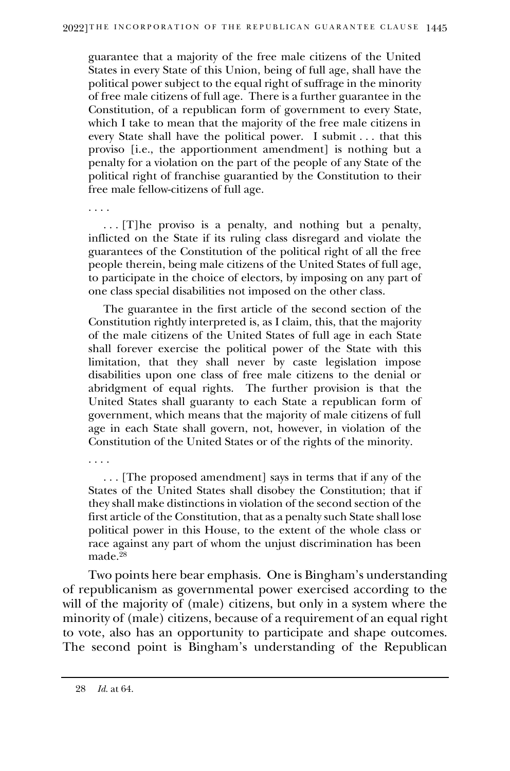> guarantee that a majority of the free male citizens of the United States in every State of this Union, being of full age, shall have the political power subject to the equal right of suffrage in the minority of free male citizens of full age. There is a further guarantee in the Constitution, of a republican form of government to every State, which I take to mean that the majority of the free male citizens in every State shall have the political power. I submit . . . that this proviso [i.e., the apportionment amendment] is nothing but a penalty for a violation on the part of the people of any State of the political right of franchise guarantied by the Constitution to their free male fellow-citizens of full age.
>
> . . . .
>
> . . . [T]he proviso is a penalty, and nothing but a penalty, inflicted on the State if its ruling class disregard and violate the guarantees of the Constitution of the political right of all the free people therein, being male citizens of the United States of full age, to participate in the choice of electors, by imposing on any part of one class special disabilities not imposed on the other class.
>
> The guarantee in the first article of the second section of the Constitution rightly interpreted is, as I claim, this, that the majority of the male citizens of the United States of full age in each State shall forever exercise the political power of the State with this limitation, that they shall never by caste legislation impose disabilities upon one class of free male citizens to the denial or abridgment of equal rights. The further provision is that the United States shall guaranty to each State a republican form of government, which means that the majority of male citizens of full age in each State shall govern, not, however, in violation of the Constitution of the United States or of the rights of the minority.
>
> . . . .
>
> . . . [The proposed amendment] says in terms that if any of the States of the United States shall disobey the Constitution; that if they shall make distinctions in violation of the second section of the first article of the Constitution, that as a penalty such State shall lose political power in this House, to the extent of the whole class or race against any part of whom the unjust discrimination has been made.[28]

Two points here bear emphasis. One is Bingham's understanding of republicanism as governmental power exercised according to the will of the majority of (male) citizens, but only in a system where the minority of (male) citizens, because of a requirement of an equal right to vote, also has an opportunity to participate and shape outcomes. The second point is Bingham's understanding of the Republican

---

28 *Id.* at 64.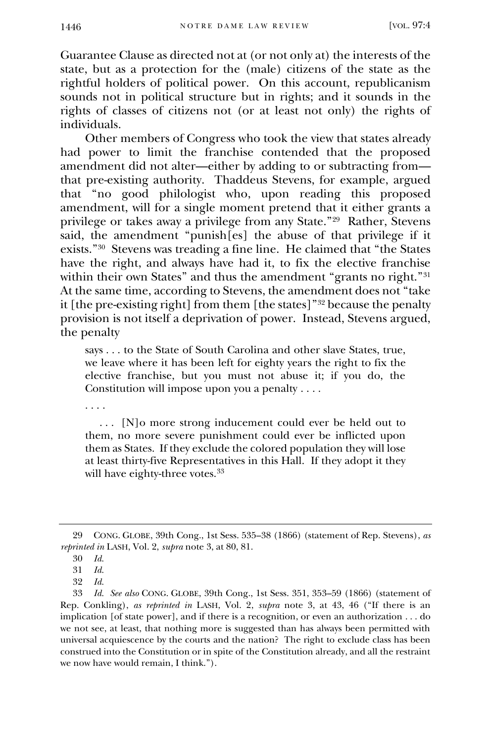Guarantee Clause as directed not at (or not only at) the interests of the state, but as a protection for the (male) citizens of the state as the rightful holders of political power. On this account, republicanism sounds not in political structure but in rights; and it sounds in the rights of classes of citizens not (or at least not only) the rights of individuals.

Other members of Congress who took the view that states already had power to limit the franchise contended that the proposed amendment did not alter—either by adding to or subtracting from—that pre-existing authority. Thaddeus Stevens, for example, argued that "no good philologist who, upon reading this proposed amendment, will for a single moment pretend that it either grants a privilege or takes away a privilege from any State."[29] Rather, Stevens said, the amendment "punish[es] the abuse of that privilege if it exists."[30] Stevens was treading a fine line. He claimed that "the States have the right, and always have had it, to fix the elective franchise within their own States" and thus the amendment "grants no right."[31] At the same time, according to Stevens, the amendment does not "take it [the pre-existing right] from them [the states]"[32] because the penalty provision is not itself a deprivation of power. Instead, Stevens argued, the penalty

> says . . . to the State of South Carolina and other slave States, true, we leave where it has been left for eighty years the right to fix the elective franchise, but you must not abuse it; if you do, the Constitution will impose upon you a penalty . . . .
>
> . . . .
>
> . . . [N]o more strong inducement could ever be held out to them, no more severe punishment could ever be inflicted upon them as States. If they exclude the colored population they will lose at least thirty-five Representatives in this Hall. If they adopt it they will have eighty-three votes.[33]

---

29 CONG. GLOBE, 39th Cong., 1st Sess. 535–38 (1866) (statement of Rep. Stevens), *as reprinted in* LASH, Vol. 2, *supra* note 3, at 80, 81.

30 *Id.*

31 *Id.*

32 *Id.*

33 *Id. See also* CONG. GLOBE, 39th Cong., 1st Sess. 351, 353–59 (1866) (statement of Rep. Conkling), *as reprinted in* LASH, Vol. 2, *supra* note 3, at 43, 46 ("If there is an implication [of state power], and if there is a recognition, or even an authorization . . . do we not see, at least, that nothing more is suggested than has always been permitted with universal acquiescence by the courts and the nation? The right to exclude class has been construed into the Constitution or in spite of the Constitution already, and all the restraint we now have would remain, I think.").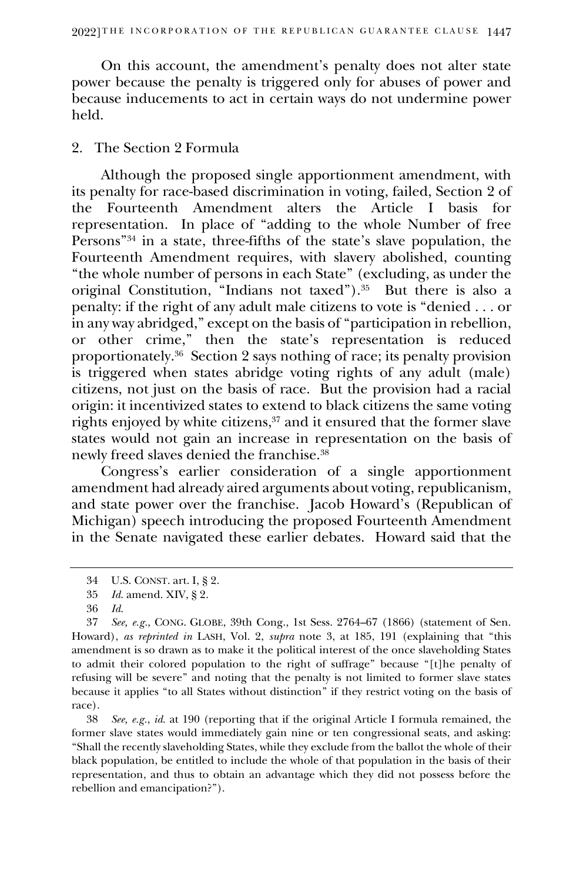On this account, the amendment's penalty does not alter state power because the penalty is triggered only for abuses of power and because inducements to act in certain ways do not undermine power held.

### 2. The Section 2 Formula

Although the proposed single apportionment amendment, with its penalty for race-based discrimination in voting, failed, Section 2 of the Fourteenth Amendment alters the Article I basis for representation. In place of "adding to the whole Number of free Persons"[34] in a state, three-fifths of the state's slave population, the Fourteenth Amendment requires, with slavery abolished, counting "the whole number of persons in each State" (excluding, as under the original Constitution, "Indians not taxed").[35] But there is also a penalty: if the right of any adult male citizens to vote is "denied . . . or in any way abridged," except on the basis of "participation in rebellion, or other crime," then the state's representation is reduced proportionately.[36] Section 2 says nothing of race; its penalty provision is triggered when states abridge voting rights of any adult (male) citizens, not just on the basis of race. But the provision had a racial origin: it incentivized states to extend to black citizens the same voting rights enjoyed by white citizens,[37] and it ensured that the former slave states would not gain an increase in representation on the basis of newly freed slaves denied the franchise.[38]

Congress's earlier consideration of a single apportionment amendment had already aired arguments about voting, republicanism, and state power over the franchise. Jacob Howard's (Republican of Michigan) speech introducing the proposed Fourteenth Amendment in the Senate navigated these earlier debates. Howard said that the

---

34 U.S. CONST. art. I, § 2.

35 *Id.* amend. XIV, § 2.

36 *Id.*

37 *See, e.g.*, CONG. GLOBE, 39th Cong., 1st Sess. 2764–67 (1866) (statement of Sen. Howard), *as reprinted in* LASH, Vol. 2, *supra* note 3, at 185, 191 (explaining that "this amendment is so drawn as to make it the political interest of the once slaveholding States to admit their colored population to the right of suffrage" because "[t]he penalty of refusing will be severe" and noting that the penalty is not limited to former slave states because it applies "to all States without distinction" if they restrict voting on the basis of race).

38 *See, e.g.*, *id.* at 190 (reporting that if the original Article I formula remained, the former slave states would immediately gain nine or ten congressional seats, and asking: "Shall the recently slaveholding States, while they exclude from the ballot the whole of their black population, be entitled to include the whole of that population in the basis of their representation, and thus to obtain an advantage which they did not possess before the rebellion and emancipation?").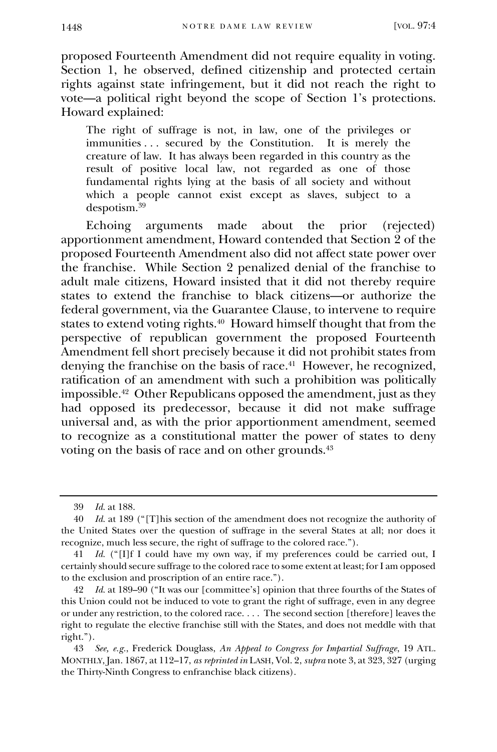proposed Fourteenth Amendment did not require equality in voting. Section 1, he observed, defined citizenship and protected certain rights against state infringement, but it did not reach the right to vote—a political right beyond the scope of Section 1's protections. Howard explained:

> The right of suffrage is not, in law, one of the privileges or immunities . . . secured by the Constitution. It is merely the creature of law. It has always been regarded in this country as the result of positive local law, not regarded as one of those fundamental rights lying at the basis of all society and without which a people cannot exist except as slaves, subject to a despotism.[39]

Echoing arguments made about the prior (rejected) apportionment amendment, Howard contended that Section 2 of the proposed Fourteenth Amendment also did not affect state power over the franchise. While Section 2 penalized denial of the franchise to adult male citizens, Howard insisted that it did not thereby require states to extend the franchise to black citizens—or authorize the federal government, via the Guarantee Clause, to intervene to require states to extend voting rights.[40] Howard himself thought that from the perspective of republican government the proposed Fourteenth Amendment fell short precisely because it did not prohibit states from denying the franchise on the basis of race.[41] However, he recognized, ratification of an amendment with such a prohibition was politically impossible.[42] Other Republicans opposed the amendment, just as they had opposed its predecessor, because it did not make suffrage universal and, as with the prior apportionment amendment, seemed to recognize as a constitutional matter the power of states to deny voting on the basis of race and on other grounds.[43]

---

39 *Id.* at 188.

40 *Id.* at 189 ("[T]his section of the amendment does not recognize the authority of the United States over the question of suffrage in the several States at all; nor does it recognize, much less secure, the right of suffrage to the colored race.").

41 *Id.* ("[I]f I could have my own way, if my preferences could be carried out, I certainly should secure suffrage to the colored race to some extent at least; for I am opposed to the exclusion and proscription of an entire race.").

42 *Id.* at 189–90 ("It was our [committee's] opinion that three fourths of the States of this Union could not be induced to vote to grant the right of suffrage, even in any degree or under any restriction, to the colored race. . . . The second section [therefore] leaves the right to regulate the elective franchise still with the States, and does not meddle with that right.").

43 *See, e.g.*, Frederick Douglass, *An Appeal to Congress for Impartial Suffrage*, 19 ATL. MONTHLY, Jan. 1867, at 112–17, *as reprinted in* LASH, Vol. 2, *supra* note 3, at 323, 327 (urging the Thirty-Ninth Congress to enfranchise black citizens).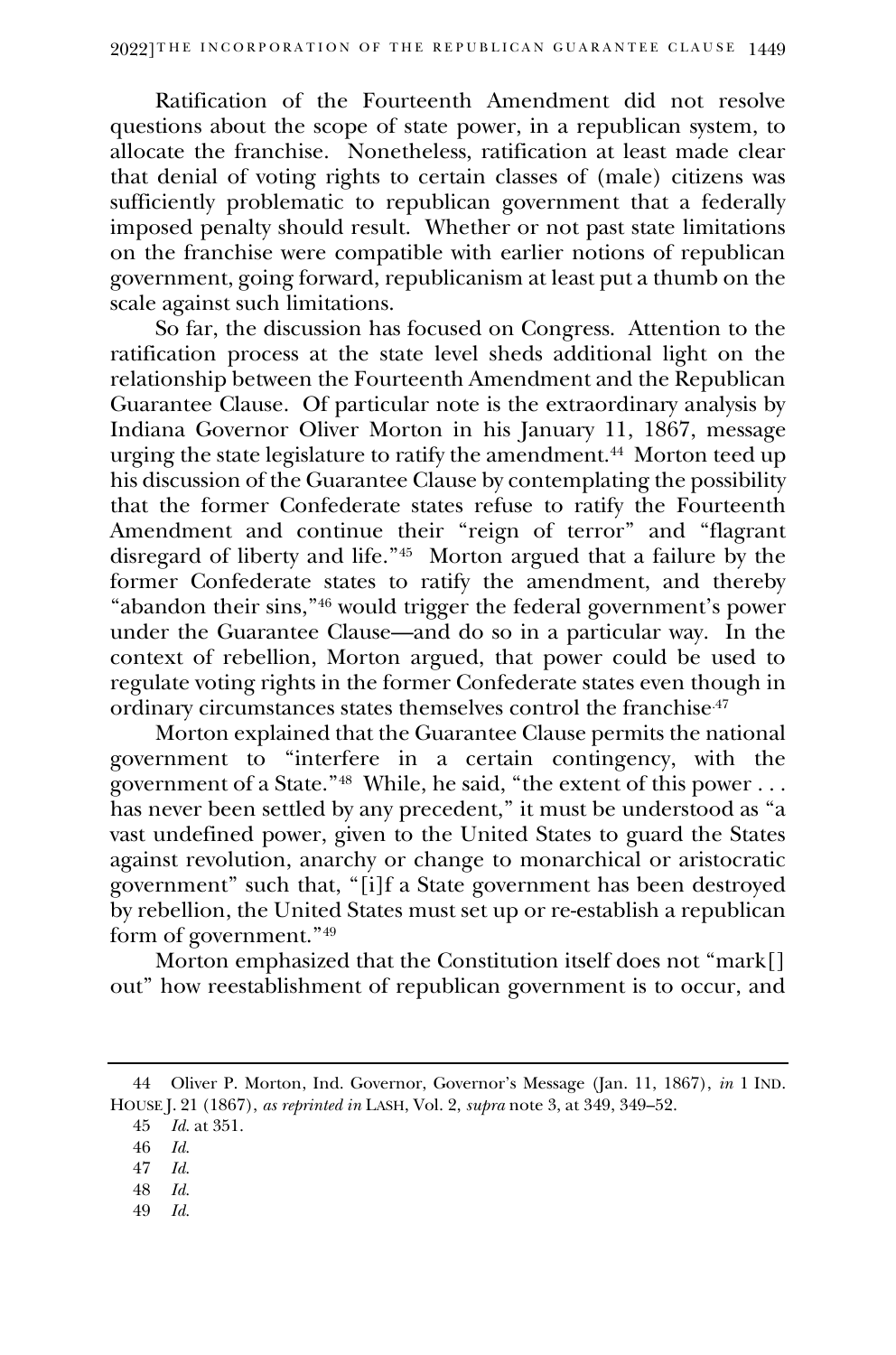Ratification of the Fourteenth Amendment did not resolve questions about the scope of state power, in a republican system, to allocate the franchise. Nonetheless, ratification at least made clear that denial of voting rights to certain classes of (male) citizens was sufficiently problematic to republican government that a federally imposed penalty should result. Whether or not past state limitations on the franchise were compatible with earlier notions of republican government, going forward, republicanism at least put a thumb on the scale against such limitations.

So far, the discussion has focused on Congress. Attention to the ratification process at the state level sheds additional light on the relationship between the Fourteenth Amendment and the Republican Guarantee Clause. Of particular note is the extraordinary analysis by Indiana Governor Oliver Morton in his January 11, 1867, message urging the state legislature to ratify the amendment.[44] Morton teed up his discussion of the Guarantee Clause by contemplating the possibility that the former Confederate states refuse to ratify the Fourteenth Amendment and continue their "reign of terror" and "flagrant disregard of liberty and life."[45] Morton argued that a failure by the former Confederate states to ratify the amendment, and thereby "abandon their sins,"[46] would trigger the federal government's power under the Guarantee Clause—and do so in a particular way. In the context of rebellion, Morton argued, that power could be used to regulate voting rights in the former Confederate states even though in ordinary circumstances states themselves control the franchise.[47]

Morton explained that the Guarantee Clause permits the national government to "interfere in a certain contingency, with the government of a State."[48] While, he said, "the extent of this power . . . has never been settled by any precedent," it must be understood as "a vast undefined power, given to the United States to guard the States against revolution, anarchy or change to monarchical or aristocratic government" such that, "[i]f a State government has been destroyed by rebellion, the United States must set up or re-establish a republican form of government."[49]

Morton emphasized that the Constitution itself does not "mark[] out" how reestablishment of republican government is to occur, and

---

44 Oliver P. Morton, Ind. Governor, Governor's Message (Jan. 11, 1867), *in* 1 IND. HOUSE J. 21 (1867), *as reprinted in* LASH, Vol. 2, *supra* note 3, at 349, 349–52.

45 *Id.* at 351.

46 *Id.*

47 *Id.*

48 *Id.*

49 *Id.*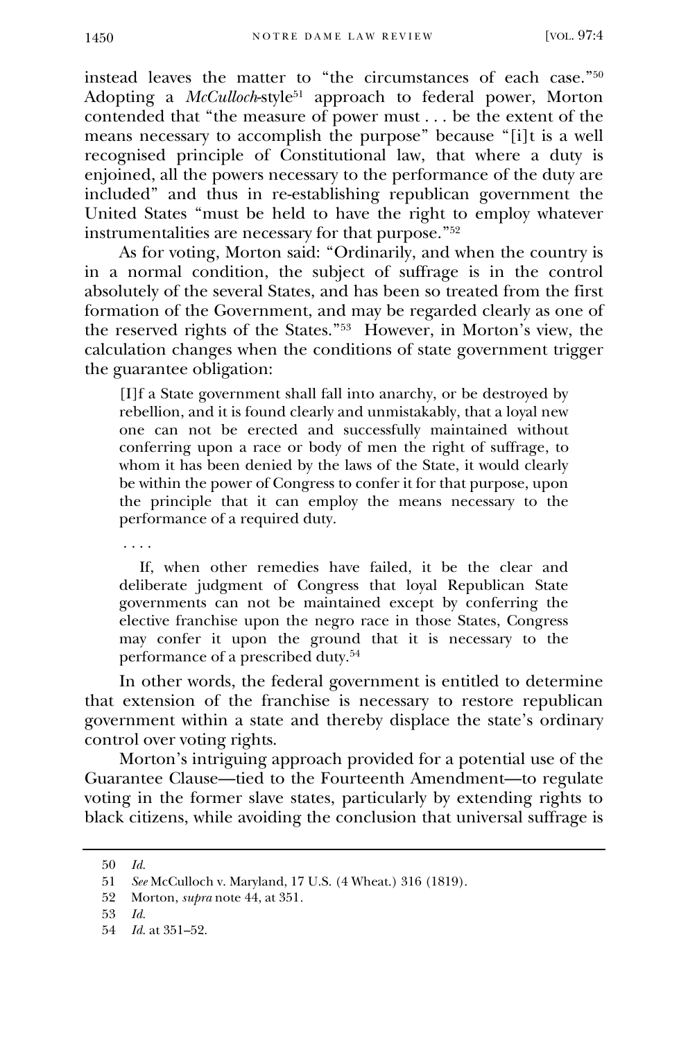instead leaves the matter to "the circumstances of each case."[50] Adopting a *McCulloch*-style[51] approach to federal power, Morton contended that "the measure of power must . . . be the extent of the means necessary to accomplish the purpose" because "[i]t is a well recognised principle of Constitutional law, that where a duty is enjoined, all the powers necessary to the performance of the duty are included" and thus in re-establishing republican government the United States "must be held to have the right to employ whatever instrumentalities are necessary for that purpose."[52]

As for voting, Morton said: "Ordinarily, and when the country is in a normal condition, the subject of suffrage is in the control absolutely of the several States, and has been so treated from the first formation of the Government, and may be regarded clearly as one of the reserved rights of the States."[53] However, in Morton's view, the calculation changes when the conditions of state government trigger the guarantee obligation:

> [I]f a State government shall fall into anarchy, or be destroyed by rebellion, and it is found clearly and unmistakably, that a loyal new one can not be erected and successfully maintained without conferring upon a race or body of men the right of suffrage, to whom it has been denied by the laws of the State, it would clearly be within the power of Congress to confer it for that purpose, upon the principle that it can employ the means necessary to the performance of a required duty.
>
> . . . .
>
> If, when other remedies have failed, it be the clear and deliberate judgment of Congress that loyal Republican State governments can not be maintained except by conferring the elective franchise upon the negro race in those States, Congress may confer it upon the ground that it is necessary to the performance of a prescribed duty.[54]

In other words, the federal government is entitled to determine that extension of the franchise is necessary to restore republican government within a state and thereby displace the state's ordinary control over voting rights.

Morton's intriguing approach provided for a potential use of the Guarantee Clause—tied to the Fourteenth Amendment—to regulate voting in the former slave states, particularly by extending rights to black citizens, while avoiding the conclusion that universal suffrage is

---

50 *Id.*

51 *See* McCulloch v. Maryland, 17 U.S. (4 Wheat.) 316 (1819).

52 Morton, *supra* note 44, at 351.

53 *Id.*

54 *Id.* at 351–52.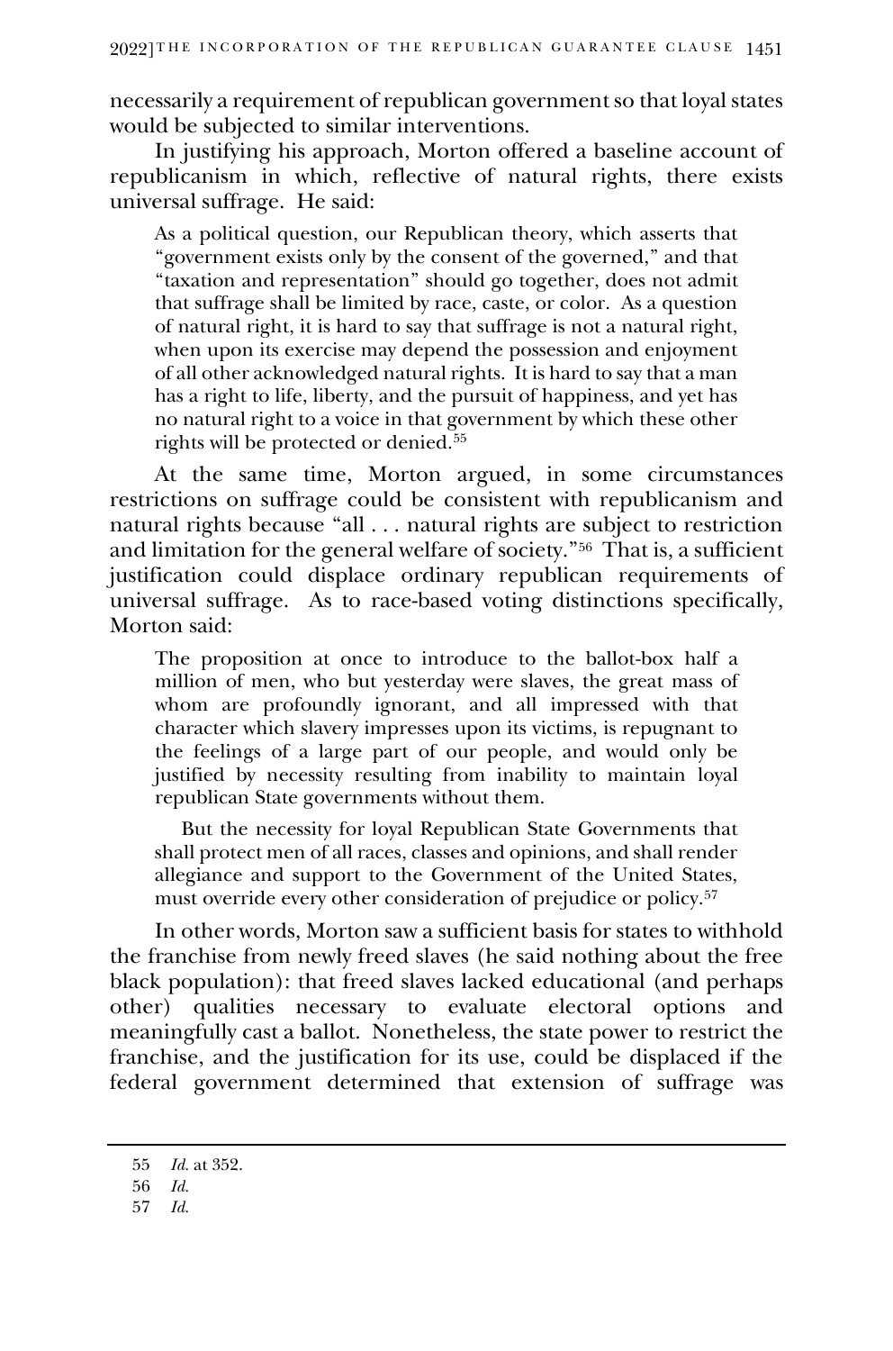necessarily a requirement of republican government so that loyal states would be subjected to similar interventions.

In justifying his approach, Morton offered a baseline account of republicanism in which, reflective of natural rights, there exists universal suffrage. He said:

> As a political question, our Republican theory, which asserts that "government exists only by the consent of the governed," and that "taxation and representation" should go together, does not admit that suffrage shall be limited by race, caste, or color. As a question of natural right, it is hard to say that suffrage is not a natural right, when upon its exercise may depend the possession and enjoyment of all other acknowledged natural rights. It is hard to say that a man has a right to life, liberty, and the pursuit of happiness, and yet has no natural right to a voice in that government by which these other rights will be protected or denied.[55]

At the same time, Morton argued, in some circumstances restrictions on suffrage could be consistent with republicanism and natural rights because "all . . . natural rights are subject to restriction and limitation for the general welfare of society."[56] That is, a sufficient justification could displace ordinary republican requirements of universal suffrage. As to race-based voting distinctions specifically, Morton said:

> The proposition at once to introduce to the ballot-box half a million of men, who but yesterday were slaves, the great mass of whom are profoundly ignorant, and all impressed with that character which slavery impresses upon its victims, is repugnant to the feelings of a large part of our people, and would only be justified by necessity resulting from inability to maintain loyal republican State governments without them.
>
> But the necessity for loyal Republican State Governments that shall protect men of all races, classes and opinions, and shall render allegiance and support to the Government of the United States, must override every other consideration of prejudice or policy.[57]

In other words, Morton saw a sufficient basis for states to withhold the franchise from newly freed slaves (he said nothing about the free black population): that freed slaves lacked educational (and perhaps other) qualities necessary to evaluate electoral options and meaningfully cast a ballot. Nonetheless, the state power to restrict the franchise, and the justification for its use, could be displaced if the federal government determined that extension of suffrage was

---

55 *Id.* at 352.

56 *Id.*

57 *Id.*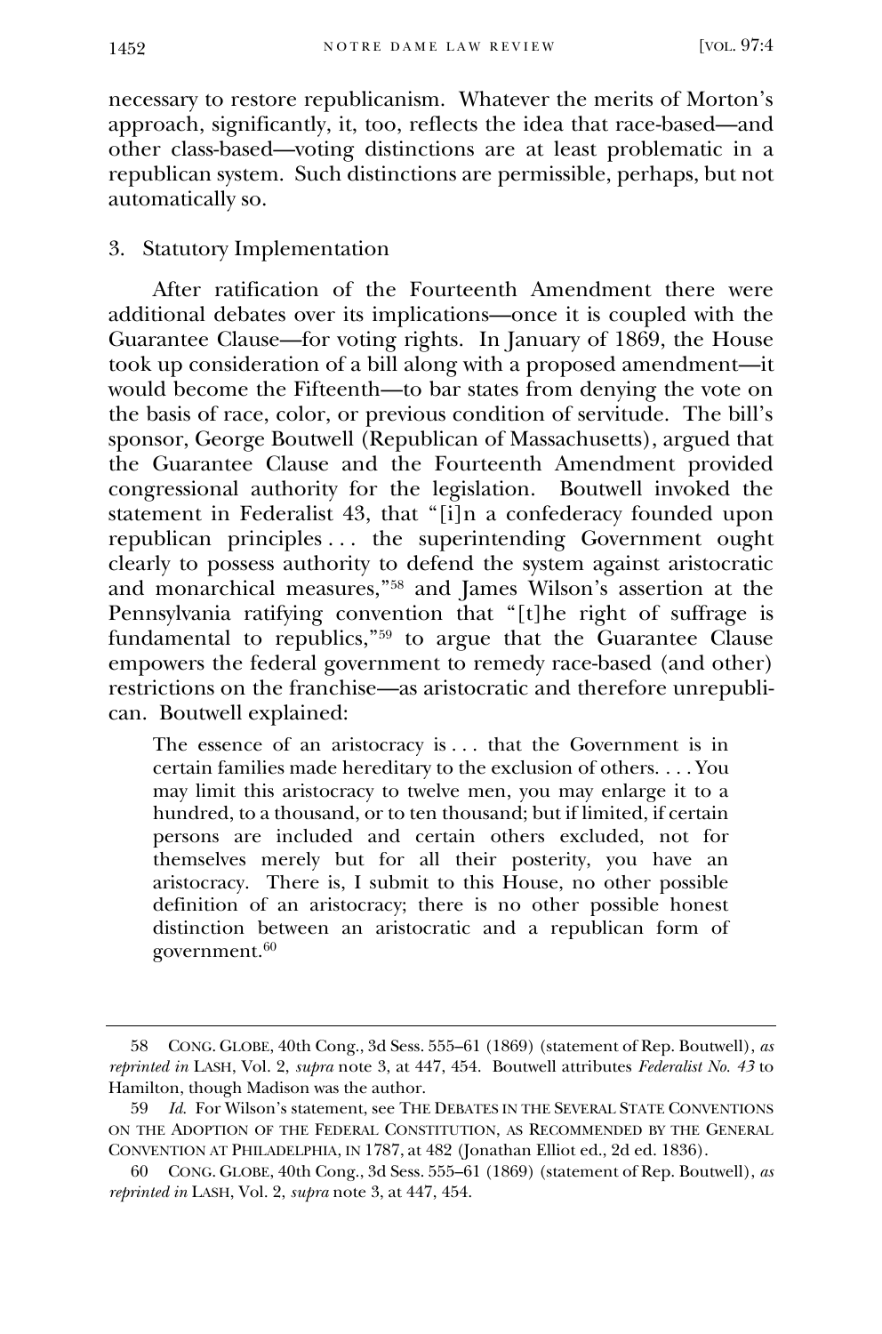necessary to restore republicanism. Whatever the merits of Morton's approach, significantly, it, too, reflects the idea that race-based—and other class-based—voting distinctions are at least problematic in a republican system. Such distinctions are permissible, perhaps, but not automatically so.

### 3. Statutory Implementation

After ratification of the Fourteenth Amendment there were additional debates over its implications—once it is coupled with the Guarantee Clause—for voting rights. In January of 1869, the House took up consideration of a bill along with a proposed amendment—it would become the Fifteenth—to bar states from denying the vote on the basis of race, color, or previous condition of servitude. The bill's sponsor, George Boutwell (Republican of Massachusetts), argued that the Guarantee Clause and the Fourteenth Amendment provided congressional authority for the legislation. Boutwell invoked the statement in Federalist 43, that "[i]n a confederacy founded upon republican principles . . . the superintending Government ought clearly to possess authority to defend the system against aristocratic and monarchical measures,"[58] and James Wilson's assertion at the Pennsylvania ratifying convention that "[t]he right of suffrage is fundamental to republics,"[59] to argue that the Guarantee Clause empowers the federal government to remedy race-based (and other) restrictions on the franchise—as aristocratic and therefore unrepublican. Boutwell explained:

> The essence of an aristocracy is . . . that the Government is in certain families made hereditary to the exclusion of others. . . . You may limit this aristocracy to twelve men, you may enlarge it to a hundred, to a thousand, or to ten thousand; but if limited, if certain persons are included and certain others excluded, not for themselves merely but for all their posterity, you have an aristocracy. There is, I submit to this House, no other possible definition of an aristocracy; there is no other possible honest distinction between an aristocratic and a republican form of government.[60]

---

58 CONG. GLOBE, 40th Cong., 3d Sess. 555–61 (1869) (statement of Rep. Boutwell), *as reprinted in* LASH, Vol. 2, *supra* note 3, at 447, 454. Boutwell attributes *Federalist No. 43* to Hamilton, though Madison was the author.

59 *Id.* For Wilson's statement, see THE DEBATES IN THE SEVERAL STATE CONVENTIONS ON THE ADOPTION OF THE FEDERAL CONSTITUTION, AS RECOMMENDED BY THE GENERAL CONVENTION AT PHILADELPHIA, IN 1787, at 482 (Jonathan Elliot ed., 2d ed. 1836).

60 CONG. GLOBE, 40th Cong., 3d Sess. 555–61 (1869) (statement of Rep. Boutwell), *as reprinted in* LASH, Vol. 2, *supra* note 3, at 447, 454.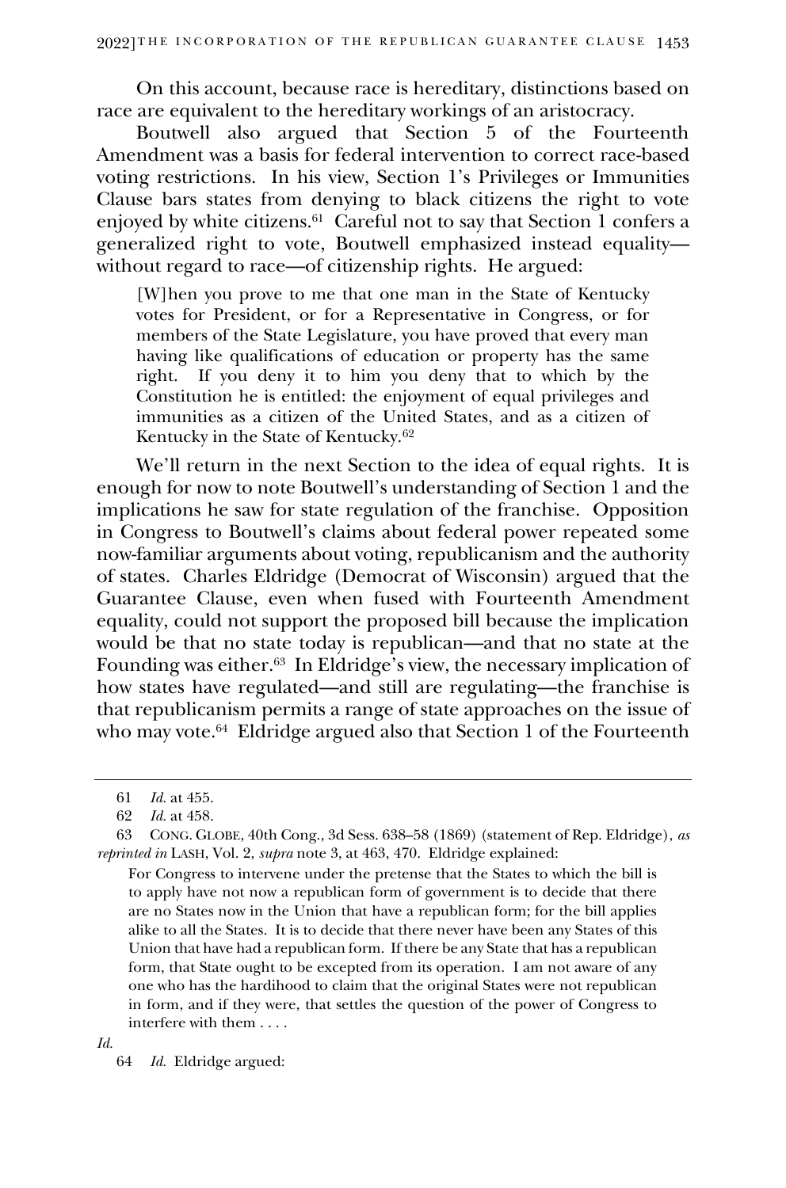On this account, because race is hereditary, distinctions based on race are equivalent to the hereditary workings of an aristocracy.

Boutwell also argued that Section 5 of the Fourteenth Amendment was a basis for federal intervention to correct race-based voting restrictions. In his view, Section 1's Privileges or Immunities Clause bars states from denying to black citizens the right to vote enjoyed by white citizens.[61] Careful not to say that Section 1 confers a generalized right to vote, Boutwell emphasized instead equality—without regard to race—of citizenship rights. He argued:

> [W]hen you prove to me that one man in the State of Kentucky votes for President, or for a Representative in Congress, or for members of the State Legislature, you have proved that every man having like qualifications of education or property has the same right. If you deny it to him you deny that to which by the Constitution he is entitled: the enjoyment of equal privileges and immunities as a citizen of the United States, and as a citizen of Kentucky in the State of Kentucky.[62]

We'll return in the next Section to the idea of equal rights. It is enough for now to note Boutwell's understanding of Section 1 and the implications he saw for state regulation of the franchise. Opposition in Congress to Boutwell's claims about federal power repeated some now-familiar arguments about voting, republicanism and the authority of states. Charles Eldridge (Democrat of Wisconsin) argued that the Guarantee Clause, even when fused with Fourteenth Amendment equality, could not support the proposed bill because the implication would be that no state today is republican—and that no state at the Founding was either.[63] In Eldridge's view, the necessary implication of how states have regulated—and still are regulating—the franchise is that republicanism permits a range of state approaches on the issue of who may vote.[64] Eldridge argued also that Section 1 of the Fourteenth

---

61 *Id.* at 455.

62 *Id.* at 458.

63 CONG. GLOBE, 40th Cong., 3d Sess. 638–58 (1869) (statement of Rep. Eldridge), *as reprinted in* LASH, Vol. 2, *supra* note 3, at 463, 470. Eldridge explained:

> For Congress to intervene under the pretense that the States to which the bill is to apply have not now a republican form of government is to decide that there are no States now in the Union that have a republican form; for the bill applies alike to all the States. It is to decide that there never have been any States of this Union that have had a republican form. If there be any State that has a republican form, that State ought to be excepted from its operation. I am not aware of any one who has the hardihood to claim that the original States were not republican in form, and if they were, that settles the question of the power of Congress to interfere with them . . . .

*Id.*

64 *Id.* Eldridge argued: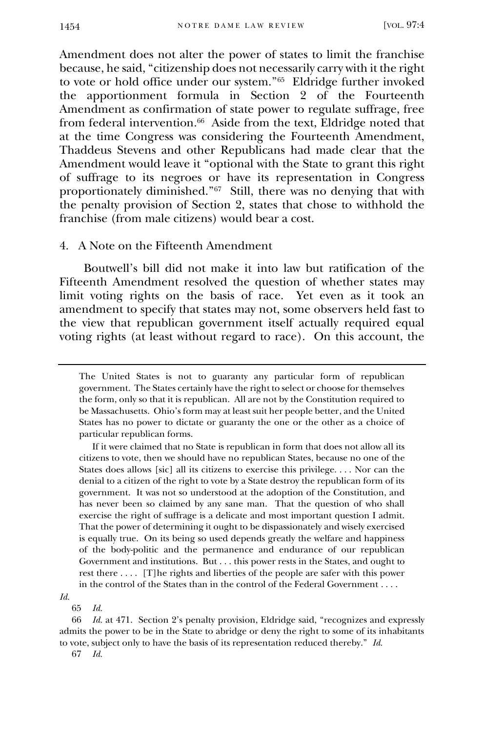Amendment does not alter the power of states to limit the franchise because, he said, "citizenship does not necessarily carry with it the right to vote or hold office under our system."[65] Eldridge further invoked the apportionment formula in Section 2 of the Fourteenth Amendment as confirmation of state power to regulate suffrage, free from federal intervention.[66] Aside from the text, Eldridge noted that at the time Congress was considering the Fourteenth Amendment, Thaddeus Stevens and other Republicans had made clear that the Amendment would leave it "optional with the State to grant this right of suffrage to its negroes or have its representation in Congress proportionately diminished."[67] Still, there was no denying that with the penalty provision of Section 2, states that chose to withhold the franchise (from male citizens) would bear a cost.

### 4. A Note on the Fifteenth Amendment

Boutwell's bill did not make it into law but ratification of the Fifteenth Amendment resolved the question of whether states may limit voting rights on the basis of race. Yet even as it took an amendment to specify that states may not, some observers held fast to the view that republican government itself actually required equal voting rights (at least without regard to race). On this account, the

---

> The United States is not to guaranty any particular form of republican government. The States certainly have the right to select or choose for themselves the form, only so that it is republican. All are not by the Constitution required to be Massachusetts. Ohio's form may at least suit her people better, and the United States has no power to dictate or guaranty the one or the other as a choice of particular republican forms.
>
> If it were claimed that no State is republican in form that does not allow all its citizens to vote, then we should have no republican States, because no one of the States does allows [sic] all its citizens to exercise this privilege. . . . Nor can the denial to a citizen of the right to vote by a State destroy the republican form of its government. It was not so understood at the adoption of the Constitution, and has never been so claimed by any sane man. That the question of who shall exercise the right of suffrage is a delicate and most important question I admit. That the power of determining it ought to be dispassionately and wisely exercised is equally true. On its being so used depends greatly the welfare and happiness of the body-politic and the permanence and endurance of our republican Government and institutions. But . . . this power rests in the States, and ought to rest there . . . . [T]he rights and liberties of the people are safer with this power in the control of the States than in the control of the Federal Government . . . .

*Id.*

65 *Id.*

66 *Id.* at 471. Section 2's penalty provision, Eldridge said, "recognizes and expressly admits the power to be in the State to abridge or deny the right to some of its inhabitants to vote, subject only to have the basis of its representation reduced thereby." *Id.*

67 *Id.*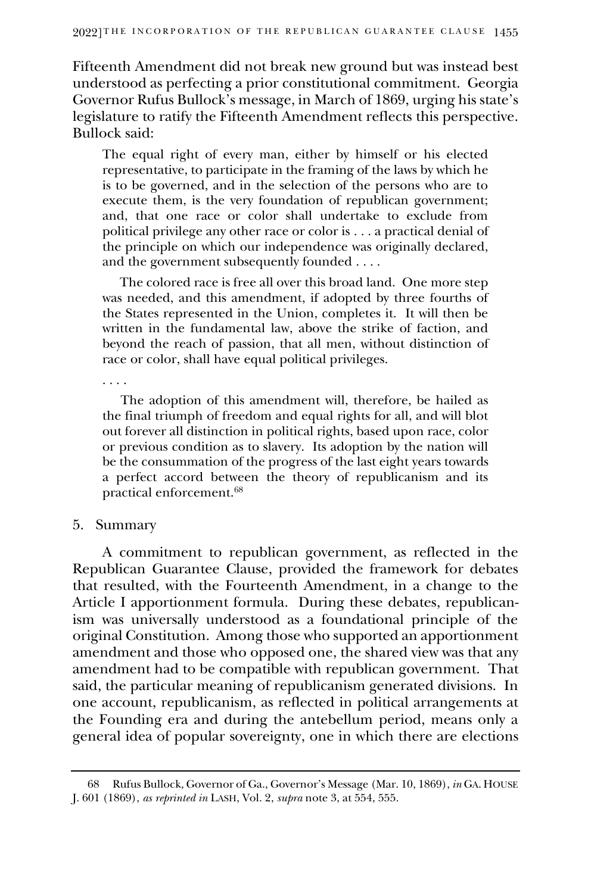Fifteenth Amendment did not break new ground but was instead best understood as perfecting a prior constitutional commitment. Georgia Governor Rufus Bullock's message, in March of 1869, urging his state's legislature to ratify the Fifteenth Amendment reflects this perspective. Bullock said:

> The equal right of every man, either by himself or his elected representative, to participate in the framing of the laws by which he is to be governed, and in the selection of the persons who are to execute them, is the very foundation of republican government; and, that one race or color shall undertake to exclude from political privilege any other race or color is . . . a practical denial of the principle on which our independence was originally declared, and the government subsequently founded . . . .
>
> The colored race is free all over this broad land. One more step was needed, and this amendment, if adopted by three fourths of the States represented in the Union, completes it. It will then be written in the fundamental law, above the strike of faction, and beyond the reach of passion, that all men, without distinction of race or color, shall have equal political privileges.
>
> . . . .
>
> The adoption of this amendment will, therefore, be hailed as the final triumph of freedom and equal rights for all, and will blot out forever all distinction in political rights, based upon race, color or previous condition as to slavery. Its adoption by the nation will be the consummation of the progress of the last eight years towards a perfect accord between the theory of republicanism and its practical enforcement.[68]

### 5. Summary

A commitment to republican government, as reflected in the Republican Guarantee Clause, provided the framework for debates that resulted, with the Fourteenth Amendment, in a change to the Article I apportionment formula. During these debates, republicanism was universally understood as a foundational principle of the original Constitution. Among those who supported an apportionment amendment and those who opposed one, the shared view was that any amendment had to be compatible with republican government. That said, the particular meaning of republicanism generated divisions. In one account, republicanism, as reflected in political arrangements at the Founding era and during the antebellum period, means only a general idea of popular sovereignty, one in which there are elections

---

68 Rufus Bullock, Governor of Ga., Governor's Message (Mar. 10, 1869), *in* GA. HOUSE J. 601 (1869), *as reprinted in* LASH, Vol. 2, *supra* note 3, at 554, 555.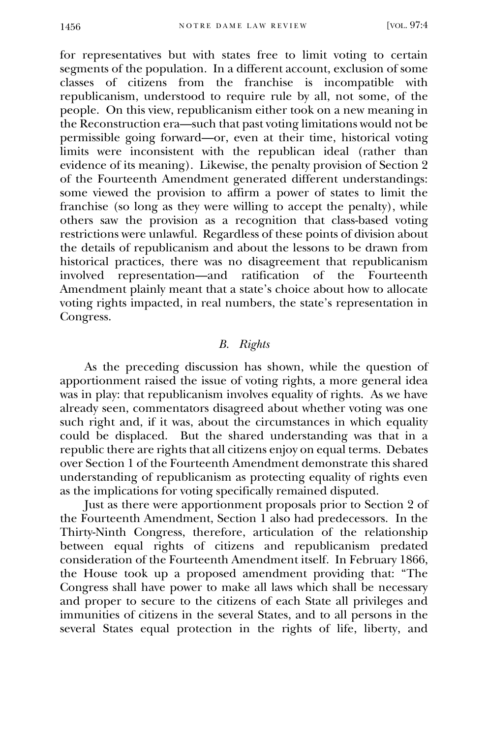for representatives but with states free to limit voting to certain segments of the population. In a different account, exclusion of some classes of citizens from the franchise is incompatible with republicanism, understood to require rule by all, not some, of the people. On this view, republicanism either took on a new meaning in the Reconstruction era—such that past voting limitations would not be permissible going forward—or, even at their time, historical voting limits were inconsistent with the republican ideal (rather than evidence of its meaning). Likewise, the penalty provision of Section 2 of the Fourteenth Amendment generated different understandings: some viewed the provision to affirm a power of states to limit the franchise (so long as they were willing to accept the penalty), while others saw the provision as a recognition that class-based voting restrictions were unlawful. Regardless of these points of division about the details of republicanism and about the lessons to be drawn from historical practices, there was no disagreement that republicanism involved representation—and ratification of the Fourteenth Amendment plainly meant that a state's choice about how to allocate voting rights impacted, in real numbers, the state's representation in Congress.

### *B. Rights*

As the preceding discussion has shown, while the question of apportionment raised the issue of voting rights, a more general idea was in play: that republicanism involves equality of rights. As we have already seen, commentators disagreed about whether voting was one such right and, if it was, about the circumstances in which equality could be displaced. But the shared understanding was that in a republic there are rights that all citizens enjoy on equal terms. Debates over Section 1 of the Fourteenth Amendment demonstrate this shared understanding of republicanism as protecting equality of rights even as the implications for voting specifically remained disputed.

Just as there were apportionment proposals prior to Section 2 of the Fourteenth Amendment, Section 1 also had predecessors. In the Thirty-Ninth Congress, therefore, articulation of the relationship between equal rights of citizens and republicanism predated consideration of the Fourteenth Amendment itself. In February 1866, the House took up a proposed amendment providing that: "The Congress shall have power to make all laws which shall be necessary and proper to secure to the citizens of each State all privileges and immunities of citizens in the several States, and to all persons in the several States equal protection in the rights of life, liberty, and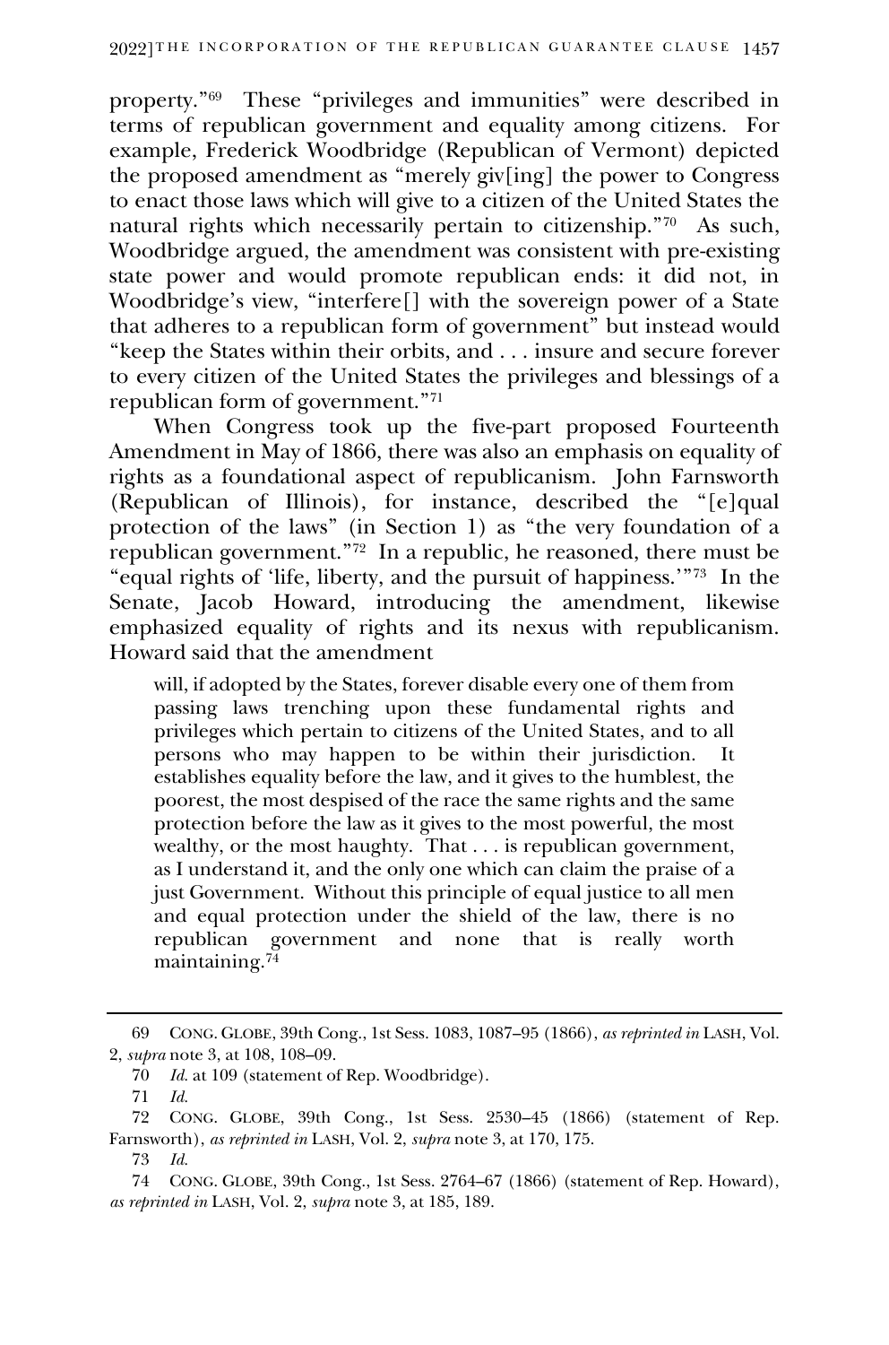property."[69] These "privileges and immunities" were described in terms of republican government and equality among citizens. For example, Frederick Woodbridge (Republican of Vermont) depicted the proposed amendment as "merely giv[ing] the power to Congress to enact those laws which will give to a citizen of the United States the natural rights which necessarily pertain to citizenship."[70] As such, Woodbridge argued, the amendment was consistent with pre-existing state power and would promote republican ends: it did not, in Woodbridge's view, "interfere[] with the sovereign power of a State that adheres to a republican form of government" but instead would "keep the States within their orbits, and . . . insure and secure forever to every citizen of the United States the privileges and blessings of a republican form of government."[71]

When Congress took up the five-part proposed Fourteenth Amendment in May of 1866, there was also an emphasis on equality of rights as a foundational aspect of republicanism. John Farnsworth (Republican of Illinois), for instance, described the "[e]qual protection of the laws" (in Section 1) as "the very foundation of a republican government."[72] In a republic, he reasoned, there must be "equal rights of 'life, liberty, and the pursuit of happiness.'"[73] In the Senate, Jacob Howard, introducing the amendment, likewise emphasized equality of rights and its nexus with republicanism. Howard said that the amendment

> will, if adopted by the States, forever disable every one of them from passing laws trenching upon these fundamental rights and privileges which pertain to citizens of the United States, and to all persons who may happen to be within their jurisdiction. It establishes equality before the law, and it gives to the humblest, the poorest, the most despised of the race the same rights and the same protection before the law as it gives to the most powerful, the most wealthy, or the most haughty. That . . . is republican government, as I understand it, and the only one which can claim the praise of a just Government. Without this principle of equal justice to all men and equal protection under the shield of the law, there is no republican government and none that is really worth maintaining.[74]

---

69 CONG. GLOBE, 39th Cong., 1st Sess. 1083, 1087–95 (1866), *as reprinted in* LASH, Vol. 2, *supra* note 3, at 108, 108–09.

70 *Id.* at 109 (statement of Rep. Woodbridge).

71 *Id.*

72 CONG. GLOBE, 39th Cong., 1st Sess. 2530–45 (1866) (statement of Rep. Farnsworth), *as reprinted in* LASH, Vol. 2, *supra* note 3, at 170, 175.

73 *Id.*

74 CONG. GLOBE, 39th Cong., 1st Sess. 2764–67 (1866) (statement of Rep. Howard), *as reprinted in* LASH, Vol. 2, *supra* note 3, at 185, 189.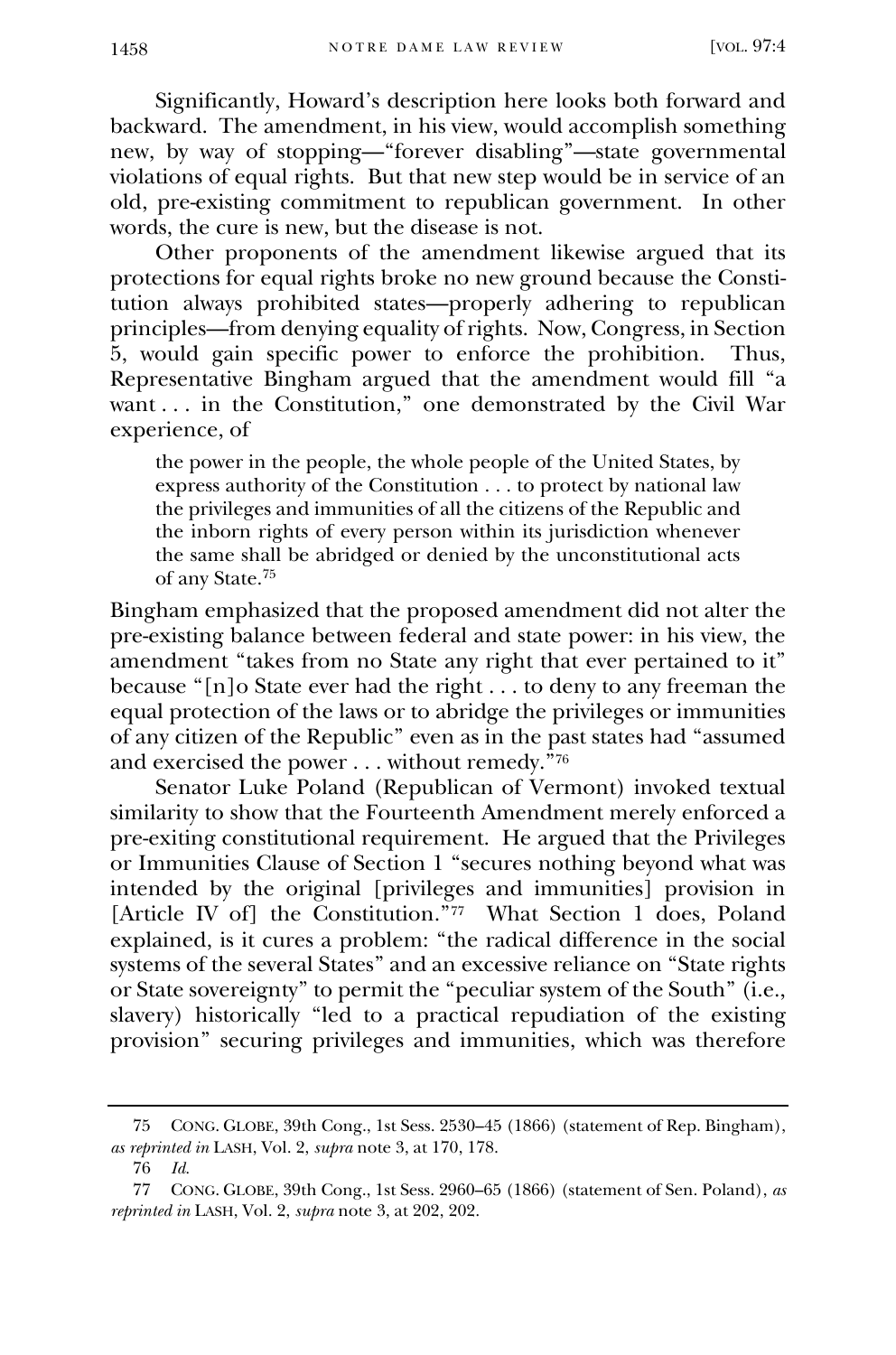Significantly, Howard's description here looks both forward and backward. The amendment, in his view, would accomplish something new, by way of stopping—"forever disabling"—state governmental violations of equal rights. But that new step would be in service of an old, pre-existing commitment to republican government. In other words, the cure is new, but the disease is not.

Other proponents of the amendment likewise argued that its protections for equal rights broke no new ground because the Constitution always prohibited states—properly adhering to republican principles—from denying equality of rights. Now, Congress, in Section 5, would gain specific power to enforce the prohibition. Thus, Representative Bingham argued that the amendment would fill "a want . . . in the Constitution," one demonstrated by the Civil War experience, of

> the power in the people, the whole people of the United States, by express authority of the Constitution . . . to protect by national law the privileges and immunities of all the citizens of the Republic and the inborn rights of every person within its jurisdiction whenever the same shall be abridged or denied by the unconstitutional acts of any State.[75]

Bingham emphasized that the proposed amendment did not alter the pre-existing balance between federal and state power: in his view, the amendment "takes from no State any right that ever pertained to it" because "[n]o State ever had the right . . . to deny to any freeman the equal protection of the laws or to abridge the privileges or immunities of any citizen of the Republic" even as in the past states had "assumed and exercised the power . . . without remedy."[76]

Senator Luke Poland (Republican of Vermont) invoked textual similarity to show that the Fourteenth Amendment merely enforced a pre-exiting constitutional requirement. He argued that the Privileges or Immunities Clause of Section 1 "secures nothing beyond what was intended by the original [privileges and immunities] provision in [Article IV of] the Constitution."[77] What Section 1 does, Poland explained, is it cures a problem: "the radical difference in the social systems of the several States" and an excessive reliance on "State rights or State sovereignty" to permit the "peculiar system of the South" (i.e., slavery) historically "led to a practical repudiation of the existing provision" securing privileges and immunities, which was therefore

---

75 CONG. GLOBE, 39th Cong., 1st Sess. 2530–45 (1866) (statement of Rep. Bingham), *as reprinted in* LASH, Vol. 2, *supra* note 3, at 170, 178.

76 *Id.*

77 CONG. GLOBE, 39th Cong., 1st Sess. 2960–65 (1866) (statement of Sen. Poland), *as reprinted in* LASH, Vol. 2, *supra* note 3, at 202, 202.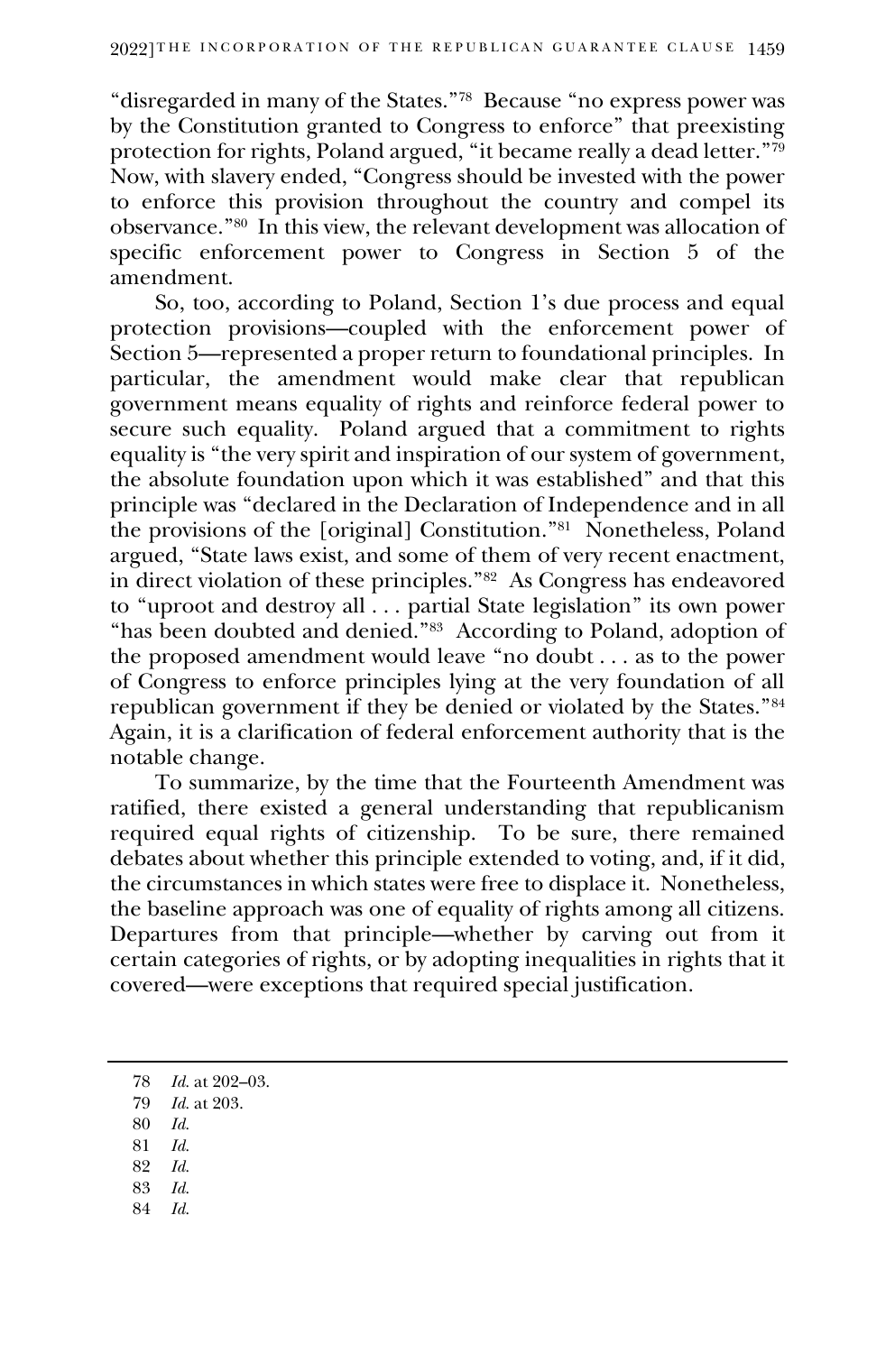"disregarded in many of the States."[78] Because "no express power was by the Constitution granted to Congress to enforce" that preexisting protection for rights, Poland argued, "it became really a dead letter."[79] Now, with slavery ended, "Congress should be invested with the power to enforce this provision throughout the country and compel its observance."[80] In this view, the relevant development was allocation of specific enforcement power to Congress in Section 5 of the amendment.

So, too, according to Poland, Section 1's due process and equal protection provisions—coupled with the enforcement power of Section 5—represented a proper return to foundational principles. In particular, the amendment would make clear that republican government means equality of rights and reinforce federal power to secure such equality. Poland argued that a commitment to rights equality is "the very spirit and inspiration of our system of government, the absolute foundation upon which it was established" and that this principle was "declared in the Declaration of Independence and in all the provisions of the [original] Constitution."[81] Nonetheless, Poland argued, "State laws exist, and some of them of very recent enactment, in direct violation of these principles."[82] As Congress has endeavored to "uproot and destroy all . . . partial State legislation" its own power "has been doubted and denied."[83] According to Poland, adoption of the proposed amendment would leave "no doubt . . . as to the power of Congress to enforce principles lying at the very foundation of all republican government if they be denied or violated by the States."[84] Again, it is a clarification of federal enforcement authority that is the notable change.

To summarize, by the time that the Fourteenth Amendment was ratified, there existed a general understanding that republicanism required equal rights of citizenship. To be sure, there remained debates about whether this principle extended to voting, and, if it did, the circumstances in which states were free to displace it. Nonetheless, the baseline approach was one of equality of rights among all citizens. Departures from that principle—whether by carving out from it certain categories of rights, or by adopting inequalities in rights that it covered—were exceptions that required special justification.

---

78 *Id.* at 202–03.

79 *Id.* at 203.

80 *Id.*

81 *Id.*

82 *Id.*

83 *Id.*

84 *Id.*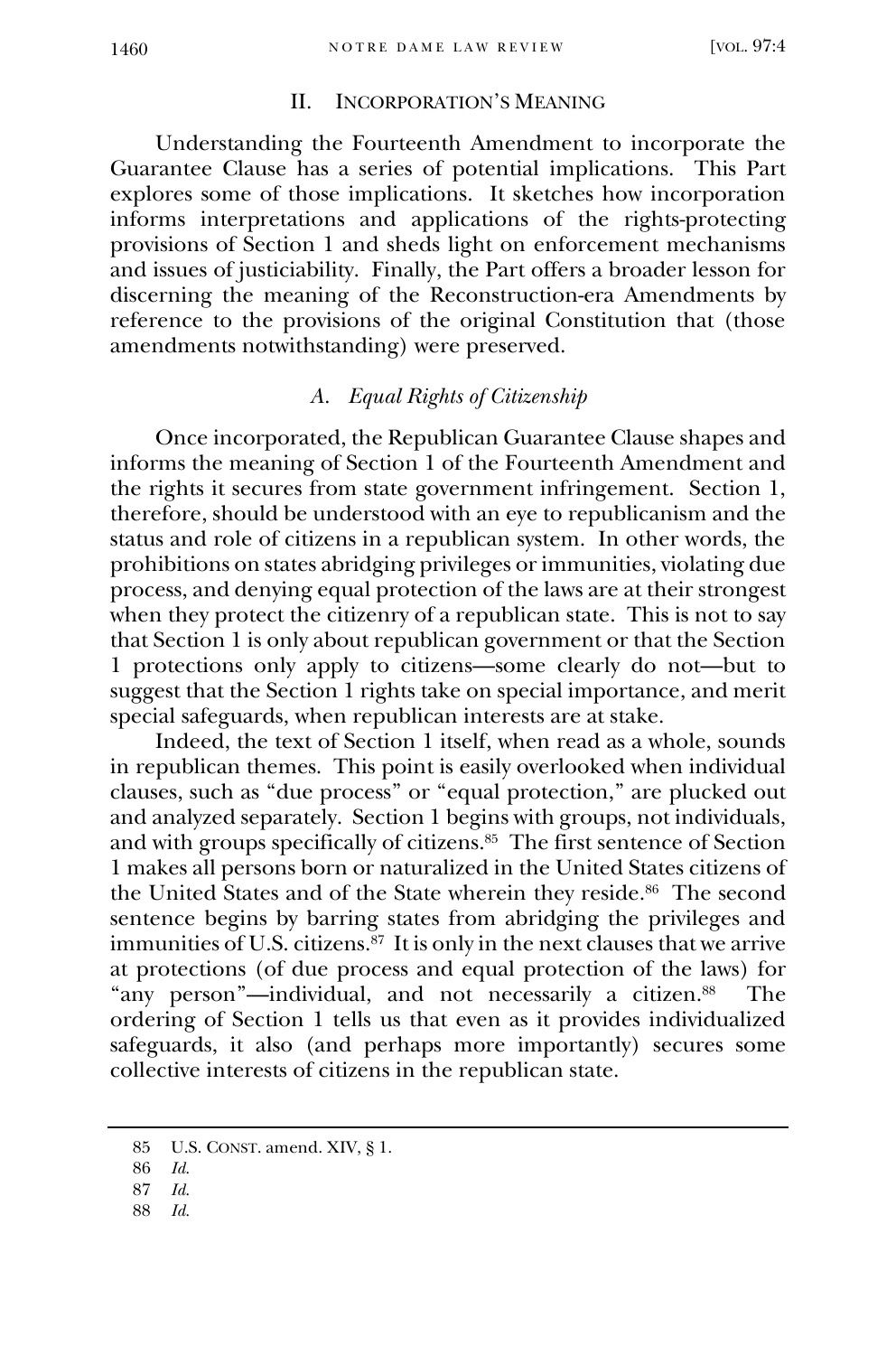## II. INCORPORATION'S MEANING

Understanding the Fourteenth Amendment to incorporate the Guarantee Clause has a series of potential implications. This Part explores some of those implications. It sketches how incorporation informs interpretations and applications of the rights-protecting provisions of Section 1 and sheds light on enforcement mechanisms and issues of justiciability. Finally, the Part offers a broader lesson for discerning the meaning of the Reconstruction-era Amendments by reference to the provisions of the original Constitution that (those amendments notwithstanding) were preserved.

### A. *Equal Rights of Citizenship*

Once incorporated, the Republican Guarantee Clause shapes and informs the meaning of Section 1 of the Fourteenth Amendment and the rights it secures from state government infringement. Section 1, therefore, should be understood with an eye to republicanism and the status and role of citizens in a republican system. In other words, the prohibitions on states abridging privileges or immunities, violating due process, and denying equal protection of the laws are at their strongest when they protect the citizenry of a republican state. This is not to say that Section 1 is only about republican government or that the Section 1 protections only apply to citizens—some clearly do not—but to suggest that the Section 1 rights take on special importance, and merit special safeguards, when republican interests are at stake.

Indeed, the text of Section 1 itself, when read as a whole, sounds in republican themes. This point is easily overlooked when individual clauses, such as "due process" or "equal protection," are plucked out and analyzed separately. Section 1 begins with groups, not individuals, and with groups specifically of citizens.[85] The first sentence of Section 1 makes all persons born or naturalized in the United States citizens of the United States and of the State wherein they reside.[86] The second sentence begins by barring states from abridging the privileges and immunities of U.S. citizens.[87] It is only in the next clauses that we arrive at protections (of due process and equal protection of the laws) for "any person"—individual, and not necessarily a citizen.[88] The ordering of Section 1 tells us that even as it provides individualized safeguards, it also (and perhaps more importantly) secures some collective interests of citizens in the republican state.

---

85 U.S. CONST. amend. XIV, § 1.

86 *Id.*

87 *Id.*

88 *Id.*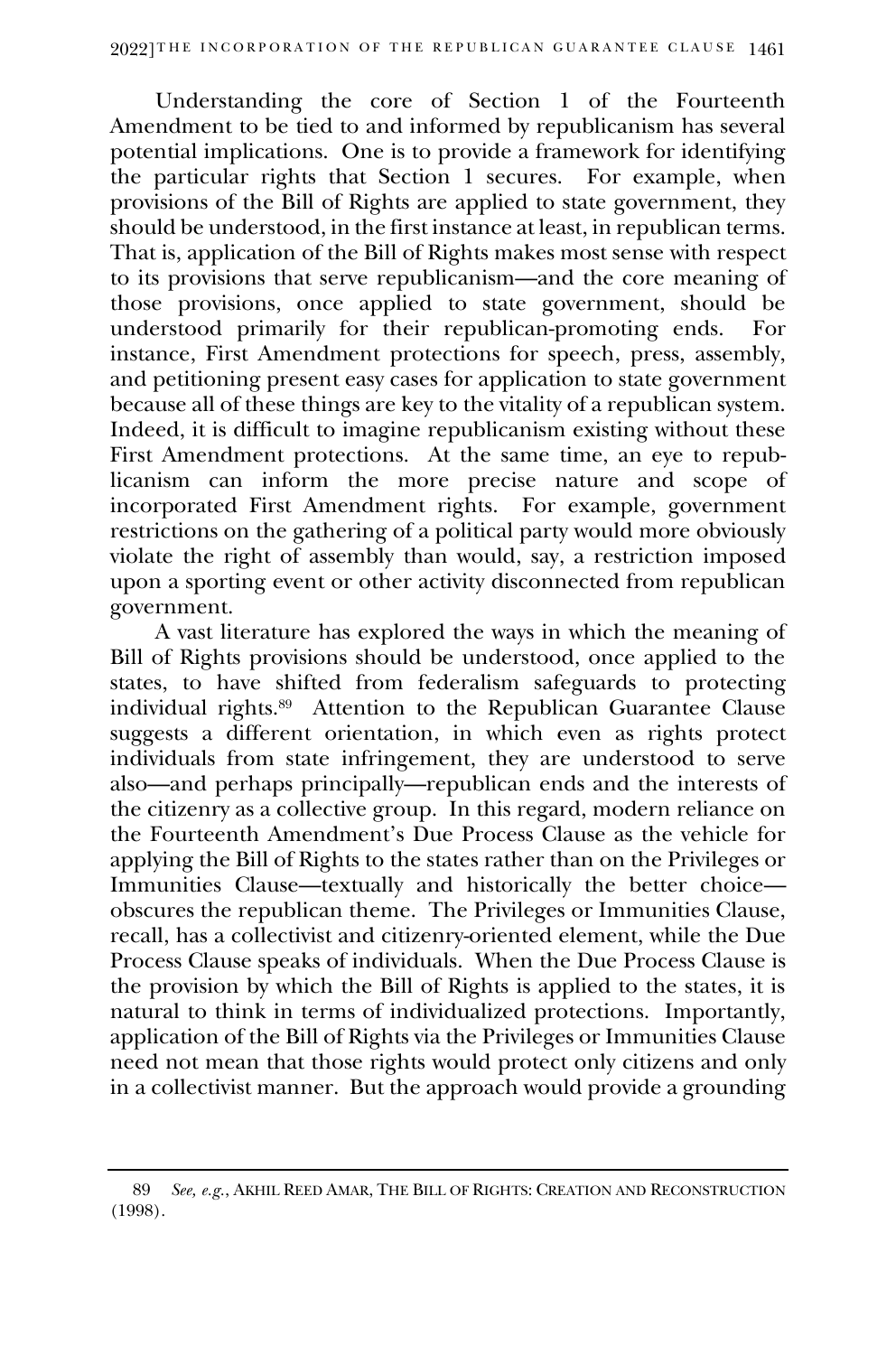Understanding the core of Section 1 of the Fourteenth Amendment to be tied to and informed by republicanism has several potential implications. One is to provide a framework for identifying the particular rights that Section 1 secures. For example, when provisions of the Bill of Rights are applied to state government, they should be understood, in the first instance at least, in republican terms. That is, application of the Bill of Rights makes most sense with respect to its provisions that serve republicanism—and the core meaning of those provisions, once applied to state government, should be understood primarily for their republican-promoting ends. For instance, First Amendment protections for speech, press, assembly, and petitioning present easy cases for application to state government because all of these things are key to the vitality of a republican system. Indeed, it is difficult to imagine republicanism existing without these First Amendment protections. At the same time, an eye to republicanism can inform the more precise nature and scope of incorporated First Amendment rights. For example, government restrictions on the gathering of a political party would more obviously violate the right of assembly than would, say, a restriction imposed upon a sporting event or other activity disconnected from republican government.

A vast literature has explored the ways in which the meaning of Bill of Rights provisions should be understood, once applied to the states, to have shifted from federalism safeguards to protecting individual rights.[89] Attention to the Republican Guarantee Clause suggests a different orientation, in which even as rights protect individuals from state infringement, they are understood to serve also—and perhaps principally—republican ends and the interests of the citizenry as a collective group. In this regard, modern reliance on the Fourteenth Amendment's Due Process Clause as the vehicle for applying the Bill of Rights to the states rather than on the Privileges or Immunities Clause—textually and historically the better choice—obscures the republican theme. The Privileges or Immunities Clause, recall, has a collectivist and citizenry-oriented element, while the Due Process Clause speaks of individuals. When the Due Process Clause is the provision by which the Bill of Rights is applied to the states, it is natural to think in terms of individualized protections. Importantly, application of the Bill of Rights via the Privileges or Immunities Clause need not mean that those rights would protect only citizens and only in a collectivist manner. But the approach would provide a grounding

89 *See, e.g.*, AKHIL REED AMAR, THE BILL OF RIGHTS: CREATION AND RECONSTRUCTION (1998).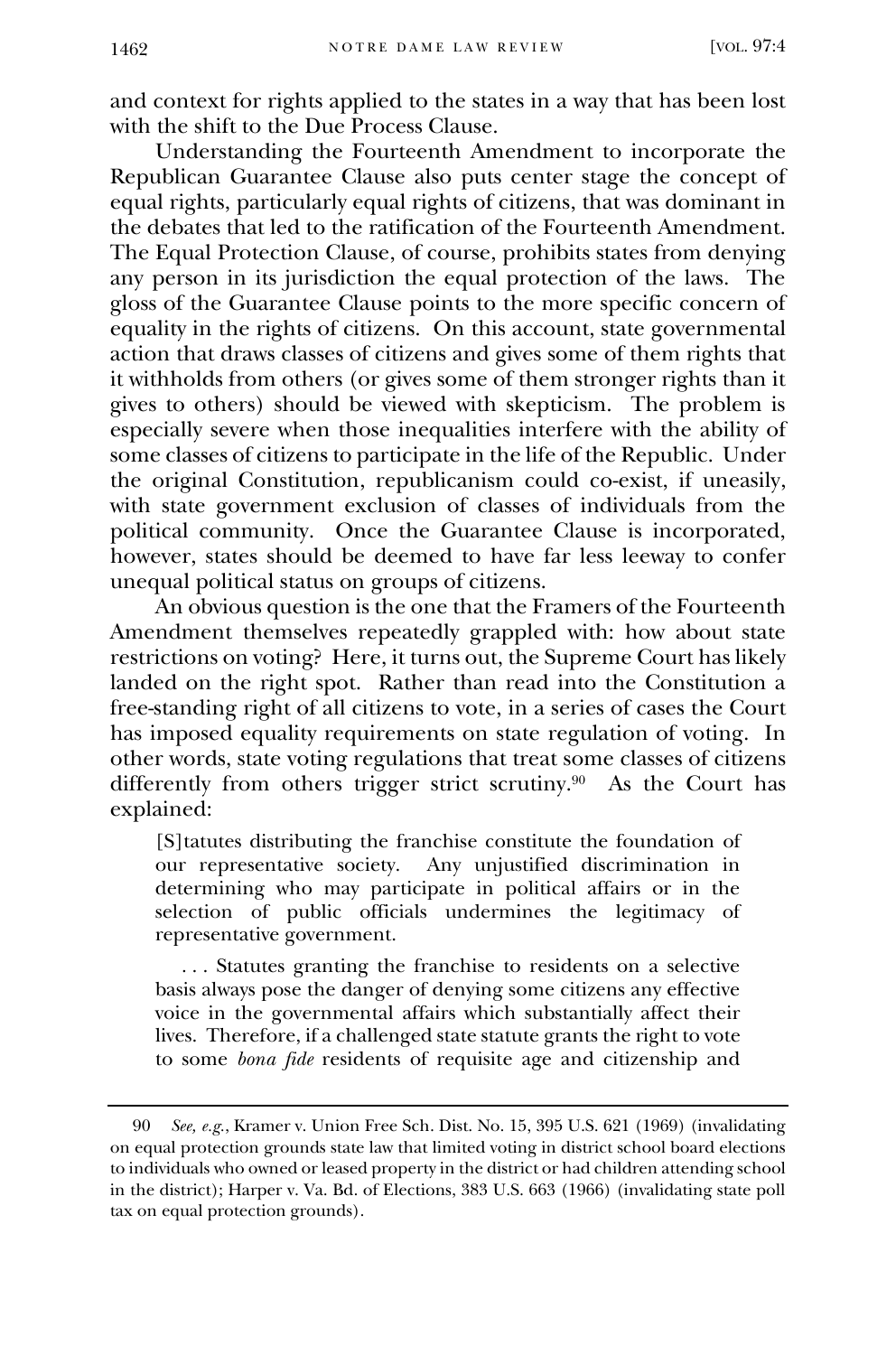and context for rights applied to the states in a way that has been lost with the shift to the Due Process Clause.

Understanding the Fourteenth Amendment to incorporate the Republican Guarantee Clause also puts center stage the concept of equal rights, particularly equal rights of citizens, that was dominant in the debates that led to the ratification of the Fourteenth Amendment. The Equal Protection Clause, of course, prohibits states from denying any person in its jurisdiction the equal protection of the laws. The gloss of the Guarantee Clause points to the more specific concern of equality in the rights of citizens. On this account, state governmental action that draws classes of citizens and gives some of them rights that it withholds from others (or gives some of them stronger rights than it gives to others) should be viewed with skepticism. The problem is especially severe when those inequalities interfere with the ability of some classes of citizens to participate in the life of the Republic. Under the original Constitution, republicanism could co-exist, if uneasily, with state government exclusion of classes of individuals from the political community. Once the Guarantee Clause is incorporated, however, states should be deemed to have far less leeway to confer unequal political status on groups of citizens.

An obvious question is the one that the Framers of the Fourteenth Amendment themselves repeatedly grappled with: how about state restrictions on voting? Here, it turns out, the Supreme Court has likely landed on the right spot. Rather than read into the Constitution a free-standing right of all citizens to vote, in a series of cases the Court has imposed equality requirements on state regulation of voting. In other words, state voting regulations that treat some classes of citizens differently from others trigger strict scrutiny.[90] As the Court has explained:

> [S]tatutes distributing the franchise constitute the foundation of our representative society. Any unjustified discrimination in determining who may participate in political affairs or in the selection of public officials undermines the legitimacy of representative government.
>
> . . . Statutes granting the franchise to residents on a selective basis always pose the danger of denying some citizens any effective voice in the governmental affairs which substantially affect their lives. Therefore, if a challenged state statute grants the right to vote to some *bona fide* residents of requisite age and citizenship and

---

90 *See, e.g.*, Kramer v. Union Free Sch. Dist. No. 15, 395 U.S. 621 (1969) (invalidating on equal protection grounds state law that limited voting in district school board elections to individuals who owned or leased property in the district or had children attending school in the district); Harper v. Va. Bd. of Elections, 383 U.S. 663 (1966) (invalidating state poll tax on equal protection grounds).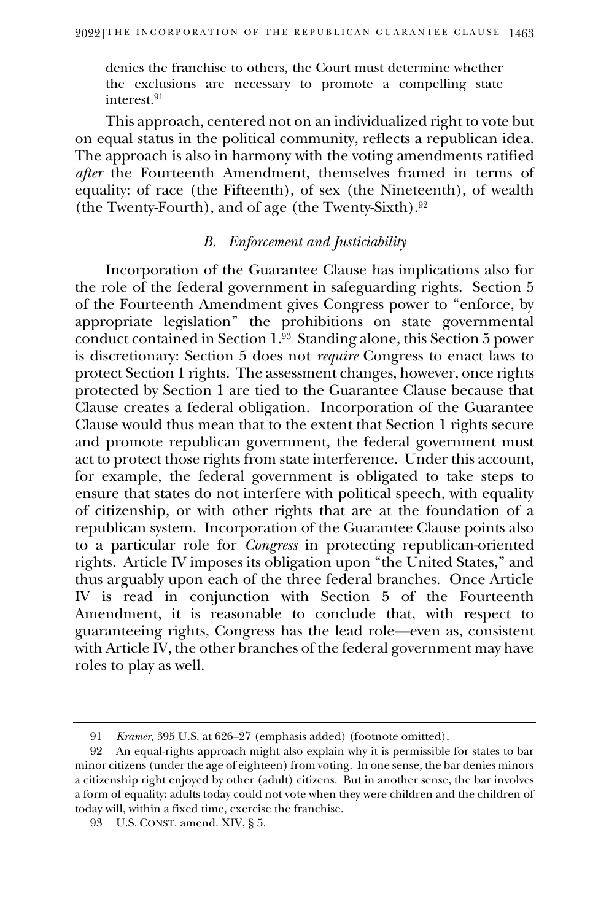denies the franchise to others, the Court must determine whether the exclusions are necessary to promote a compelling state interest.[91]

This approach, centered not on an individualized right to vote but on equal status in the political community, reflects a republican idea. The approach is also in harmony with the voting amendments ratified *after* the Fourteenth Amendment, themselves framed in terms of equality: of race (the Fifteenth), of sex (the Nineteenth), of wealth (the Twenty-Fourth), and of age (the Twenty-Sixth).[92]

### *B. Enforcement and Justiciability*

Incorporation of the Guarantee Clause has implications also for the role of the federal government in safeguarding rights. Section 5 of the Fourteenth Amendment gives Congress power to "enforce, by appropriate legislation" the prohibitions on state governmental conduct contained in Section 1.[93] Standing alone, this Section 5 power is discretionary: Section 5 does not *require* Congress to enact laws to protect Section 1 rights. The assessment changes, however, once rights protected by Section 1 are tied to the Guarantee Clause because that Clause creates a federal obligation. Incorporation of the Guarantee Clause would thus mean that to the extent that Section 1 rights secure and promote republican government, the federal government must act to protect those rights from state interference. Under this account, for example, the federal government is obligated to take steps to ensure that states do not interfere with political speech, with equality of citizenship, or with other rights that are at the foundation of a republican system. Incorporation of the Guarantee Clause points also to a particular role for *Congress* in protecting republican-oriented rights. Article IV imposes its obligation upon "the United States," and thus arguably upon each of the three federal branches. Once Article IV is read in conjunction with Section 5 of the Fourteenth Amendment, it is reasonable to conclude that, with respect to guaranteeing rights, Congress has the lead role—even as, consistent with Article IV, the other branches of the federal government may have roles to play as well.

---

91 *Kramer*, 395 U.S. at 626–27 (emphasis added) (footnote omitted).

92 An equal-rights approach might also explain why it is permissible for states to bar minor citizens (under the age of eighteen) from voting. In one sense, the bar denies minors a citizenship right enjoyed by other (adult) citizens. But in another sense, the bar involves a form of equality: adults today could not vote when they were children and the children of today will, within a fixed time, exercise the franchise.

93 U.S. CONST. amend. XIV, § 5.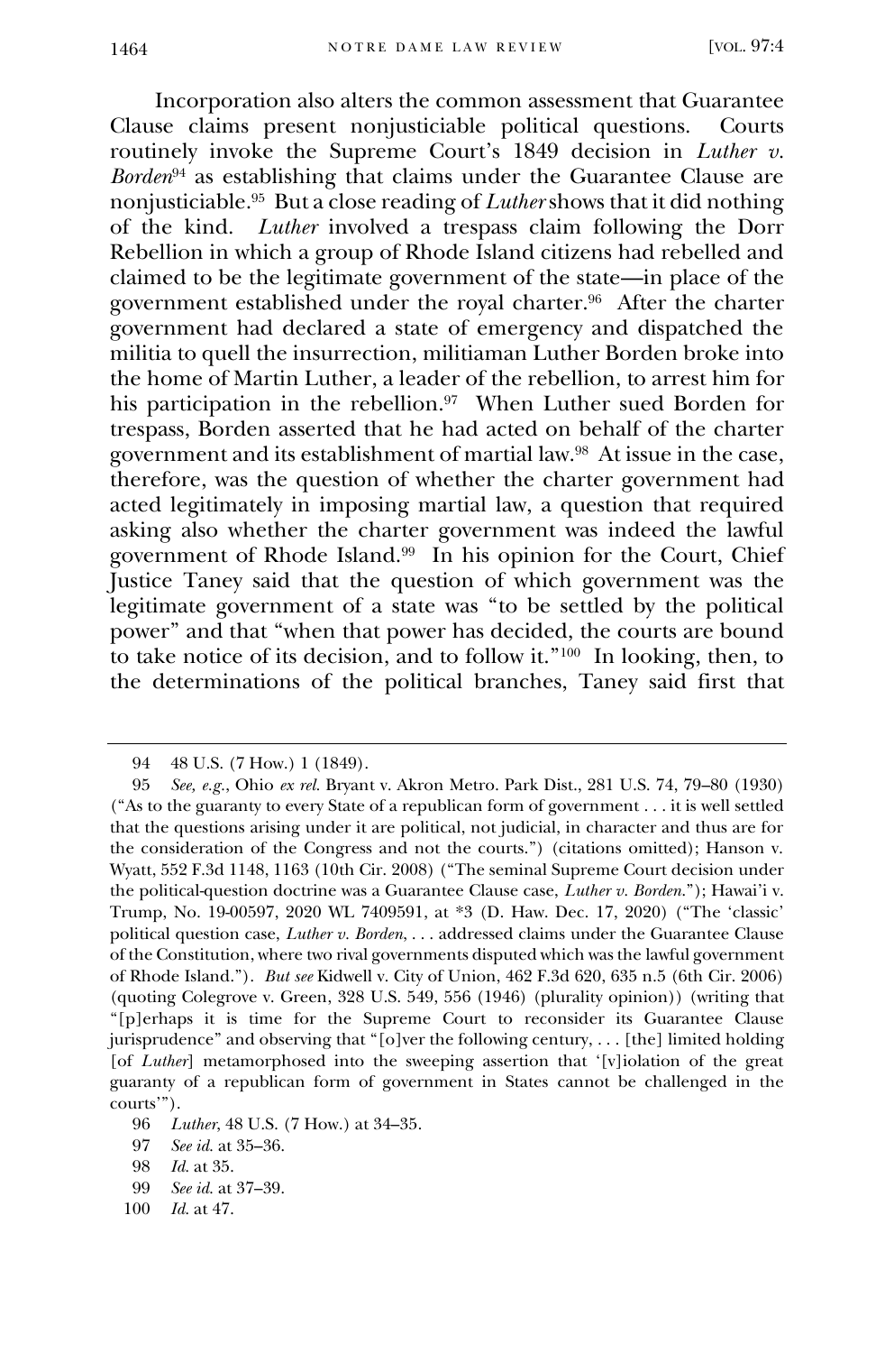Incorporation also alters the common assessment that Guarantee Clause claims present nonjusticiable political questions. Courts routinely invoke the Supreme Court's 1849 decision in *Luther v. Borden*[94] as establishing that claims under the Guarantee Clause are nonjusticiable.[95] But a close reading of *Luther* shows that it did nothing of the kind. *Luther* involved a trespass claim following the Dorr Rebellion in which a group of Rhode Island citizens had rebelled and claimed to be the legitimate government of the state—in place of the government established under the royal charter.[96] After the charter government had declared a state of emergency and dispatched the militia to quell the insurrection, militiaman Luther Borden broke into the home of Martin Luther, a leader of the rebellion, to arrest him for his participation in the rebellion.[97] When Luther sued Borden for trespass, Borden asserted that he had acted on behalf of the charter government and its establishment of martial law.[98] At issue in the case, therefore, was the question of whether the charter government had acted legitimately in imposing martial law, a question that required asking also whether the charter government was indeed the lawful government of Rhode Island.[99] In his opinion for the Court, Chief Justice Taney said that the question of which government was the legitimate government of a state was "to be settled by the political power" and that "when that power has decided, the courts are bound to take notice of its decision, and to follow it."[100] In looking, then, to the determinations of the political branches, Taney said first that

---

94 48 U.S. (7 How.) 1 (1849).

95 *See, e.g.*, Ohio *ex rel.* Bryant v. Akron Metro. Park Dist., 281 U.S. 74, 79–80 (1930) ("As to the guaranty to every State of a republican form of government . . . it is well settled that the questions arising under it are political, not judicial, in character and thus are for the consideration of the Congress and not the courts.") (citations omitted); Hanson v. Wyatt, 552 F.3d 1148, 1163 (10th Cir. 2008) ("The seminal Supreme Court decision under the political-question doctrine was a Guarantee Clause case, *Luther v. Borden*."); Hawai'i v. Trump, No. 19-00597, 2020 WL 7409591, at *3 (D. Haw. Dec. 17, 2020) ("The 'classic' political question case, *Luther v. Borden*, . . . addressed claims under the Guarantee Clause of the Constitution, where two rival governments disputed which was the lawful government of Rhode Island."). *But see* Kidwell v. City of Union, 462 F.3d 620, 635 n.5 (6th Cir. 2006) (quoting Colegrove v. Green, 328 U.S. 549, 556 (1946) (plurality opinion)) (writing that "[p]erhaps it is time for the Supreme Court to reconsider its Guarantee Clause jurisprudence" and observing that "[o]ver the following century, . . . [the] limited holding [of *Luther*] metamorphosed into the sweeping assertion that '[v]iolation of the great guaranty of a republican form of government in States cannot be challenged in the courts'").

96 *Luther*, 48 U.S. (7 How.) at 34–35.

97 *See id.* at 35–36.

98 *Id.* at 35.

99 *See id.* at 37–39.

100 *Id.* at 47.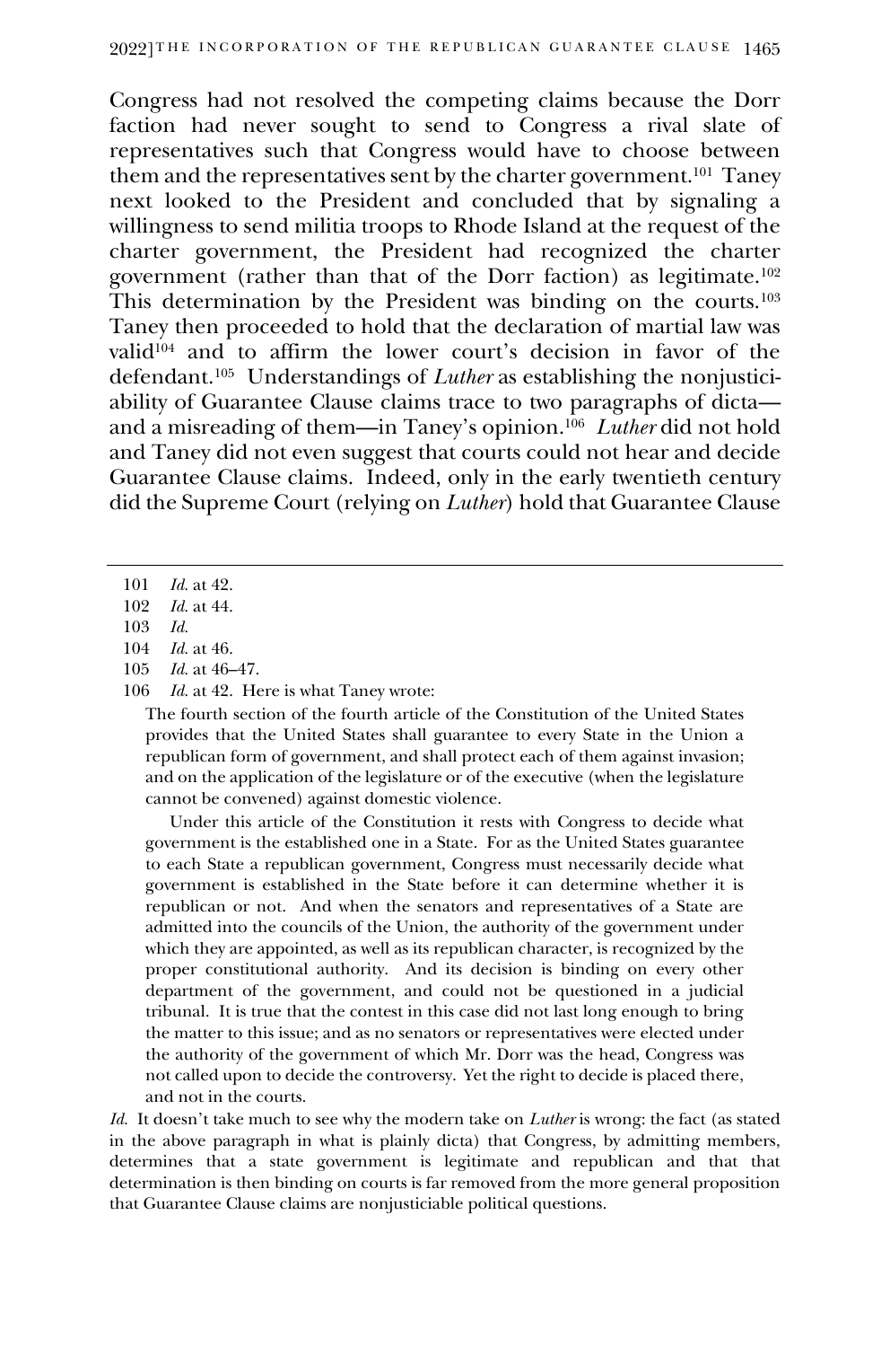Congress had not resolved the competing claims because the Dorr faction had never sought to send to Congress a rival slate of representatives such that Congress would have to choose between them and the representatives sent by the charter government.[101] Taney next looked to the President and concluded that by signaling a willingness to send militia troops to Rhode Island at the request of the charter government, the President had recognized the charter government (rather than that of the Dorr faction) as legitimate.[102] This determination by the President was binding on the courts.[103] Taney then proceeded to hold that the declaration of martial law was valid[104] and to affirm the lower court's decision in favor of the defendant.[105] Understandings of *Luther* as establishing the nonjusticiability of Guarantee Clause claims trace to two paragraphs of dicta—and a misreading of them—in Taney's opinion.[106] *Luther* did not hold and Taney did not even suggest that courts could not hear and decide Guarantee Clause claims. Indeed, only in the early twentieth century did the Supreme Court (relying on *Luther*) hold that Guarantee Clause

---

101 *Id.* at 42.

102 *Id.* at 44.

103 *Id.*

104 *Id.* at 46.

105 *Id.* at 46–47.

106 *Id.* at 42. Here is what Taney wrote:

> The fourth section of the fourth article of the Constitution of the United States provides that the United States shall guarantee to every State in the Union a republican form of government, and shall protect each of them against invasion; and on the application of the legislature or of the executive (when the legislature cannot be convened) against domestic violence.
>
> Under this article of the Constitution it rests with Congress to decide what government is the established one in a State. For as the United States guarantee to each State a republican government, Congress must necessarily decide what government is established in the State before it can determine whether it is republican or not. And when the senators and representatives of a State are admitted into the councils of the Union, the authority of the government under which they are appointed, as well as its republican character, is recognized by the proper constitutional authority. And its decision is binding on every other department of the government, and could not be questioned in a judicial tribunal. It is true that the contest in this case did not last long enough to bring the matter to this issue; and as no senators or representatives were elected under the authority of the government of which Mr. Dorr was the head, Congress was not called upon to decide the controversy. Yet the right to decide is placed there, and not in the courts.

*Id.* It doesn't take much to see why the modern take on *Luther* is wrong: the fact (as stated in the above paragraph in what is plainly dicta) that Congress, by admitting members, determines that a state government is legitimate and republican and that that determination is then binding on courts is far removed from the more general proposition that Guarantee Clause claims are nonjusticiable political questions.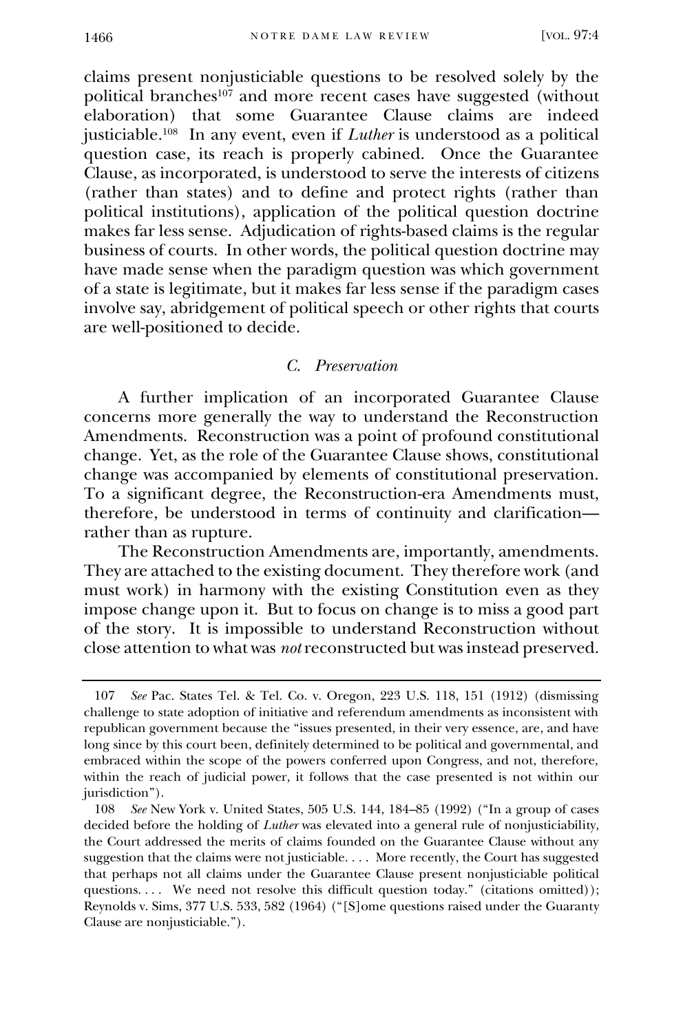claims present nonjusticiable questions to be resolved solely by the political branches[107] and more recent cases have suggested (without elaboration) that some Guarantee Clause claims are indeed justiciable.[108] In any event, even if *Luther* is understood as a political question case, its reach is properly cabined. Once the Guarantee Clause, as incorporated, is understood to serve the interests of citizens (rather than states) and to define and protect rights (rather than political institutions), application of the political question doctrine makes far less sense. Adjudication of rights-based claims is the regular business of courts. In other words, the political question doctrine may have made sense when the paradigm question was which government of a state is legitimate, but it makes far less sense if the paradigm cases involve say, abridgement of political speech or other rights that courts are well-positioned to decide.

### C. *Preservation*

A further implication of an incorporated Guarantee Clause concerns more generally the way to understand the Reconstruction Amendments. Reconstruction was a point of profound constitutional change. Yet, as the role of the Guarantee Clause shows, constitutional change was accompanied by elements of constitutional preservation. To a significant degree, the Reconstruction-era Amendments must, therefore, be understood in terms of continuity and clarification—rather than as rupture.

The Reconstruction Amendments are, importantly, amendments. They are attached to the existing document. They therefore work (and must work) in harmony with the existing Constitution even as they impose change upon it. But to focus on change is to miss a good part of the story. It is impossible to understand Reconstruction without close attention to what was *not* reconstructed but was instead preserved.

---

107 *See* Pac. States Tel. & Tel. Co. v. Oregon, 223 U.S. 118, 151 (1912) (dismissing challenge to state adoption of initiative and referendum amendments as inconsistent with republican government because the "issues presented, in their very essence, are, and have long since by this court been, definitely determined to be political and governmental, and embraced within the scope of the powers conferred upon Congress, and not, therefore, within the reach of judicial power, it follows that the case presented is not within our jurisdiction").

108 *See* New York v. United States, 505 U.S. 144, 184–85 (1992) ("In a group of cases decided before the holding of *Luther* was elevated into a general rule of nonjusticiability, the Court addressed the merits of claims founded on the Guarantee Clause without any suggestion that the claims were not justiciable. . . . More recently, the Court has suggested that perhaps not all claims under the Guarantee Clause present nonjusticiable political questions. . . . We need not resolve this difficult question today." (citations omitted)); Reynolds v. Sims, 377 U.S. 533, 582 (1964) ("[S]ome questions raised under the Guaranty Clause are nonjusticiable.").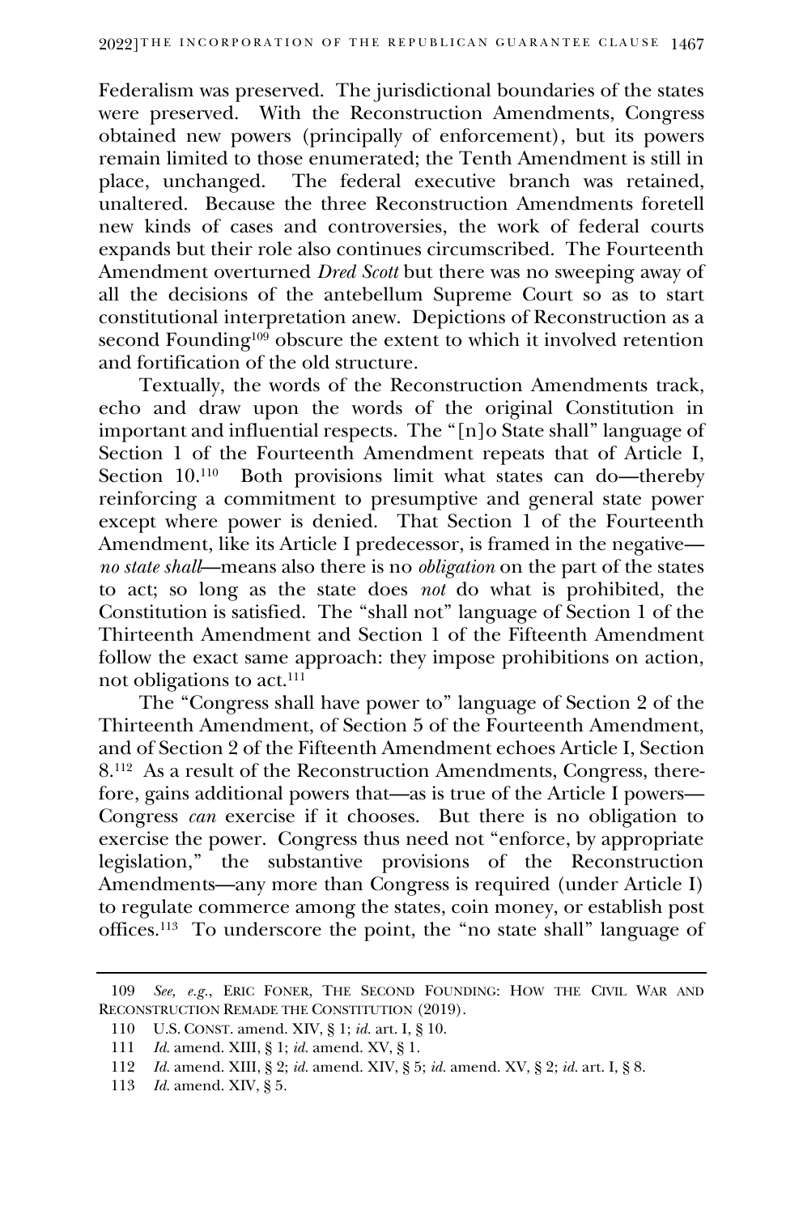Federalism was preserved. The jurisdictional boundaries of the states were preserved. With the Reconstruction Amendments, Congress obtained new powers (principally of enforcement), but its powers remain limited to those enumerated; the Tenth Amendment is still in place, unchanged. The federal executive branch was retained, unaltered. Because the three Reconstruction Amendments foretell new kinds of cases and controversies, the work of federal courts expands but their role also continues circumscribed. The Fourteenth Amendment overturned *Dred Scott* but there was no sweeping away of all the decisions of the antebellum Supreme Court so as to start constitutional interpretation anew. Depictions of Reconstruction as a second Founding[109] obscure the extent to which it involved retention and fortification of the old structure.

Textually, the words of the Reconstruction Amendments track, echo and draw upon the words of the original Constitution in important and influential respects. The "[n]o State shall" language of Section 1 of the Fourteenth Amendment repeats that of Article I, Section 10.[110] Both provisions limit what states can do—thereby reinforcing a commitment to presumptive and general state power except where power is denied. That Section 1 of the Fourteenth Amendment, like its Article I predecessor, is framed in the negative—*no state shall*—means also there is no *obligation* on the part of the states to act; so long as the state does *not* do what is prohibited, the Constitution is satisfied. The "shall not" language of Section 1 of the Thirteenth Amendment and Section 1 of the Fifteenth Amendment follow the exact same approach: they impose prohibitions on action, not obligations to act.[111]

The "Congress shall have power to" language of Section 2 of the Thirteenth Amendment, of Section 5 of the Fourteenth Amendment, and of Section 2 of the Fifteenth Amendment echoes Article I, Section 8.[112] As a result of the Reconstruction Amendments, Congress, therefore, gains additional powers that—as is true of the Article I powers—Congress *can* exercise if it chooses. But there is no obligation to exercise the power. Congress thus need not "enforce, by appropriate legislation," the substantive provisions of the Reconstruction Amendments—any more than Congress is required (under Article I) to regulate commerce among the states, coin money, or establish post offices.[113] To underscore the point, the "no state shall" language of

---

109 *See, e.g.*, ERIC FONER, THE SECOND FOUNDING: HOW THE CIVIL WAR AND RECONSTRUCTION REMADE THE CONSTITUTION (2019).

110 U.S. CONST. amend. XIV, § 1; *id.* art. I, § 10.

111 *Id.* amend. XIII, § 1; *id.* amend. XV, § 1.

112 *Id.* amend. XIII, § 2; *id.* amend. XIV, § 5; *id.* amend. XV, § 2; *id.* art. I, § 8.

113 *Id.* amend. XIV, § 5.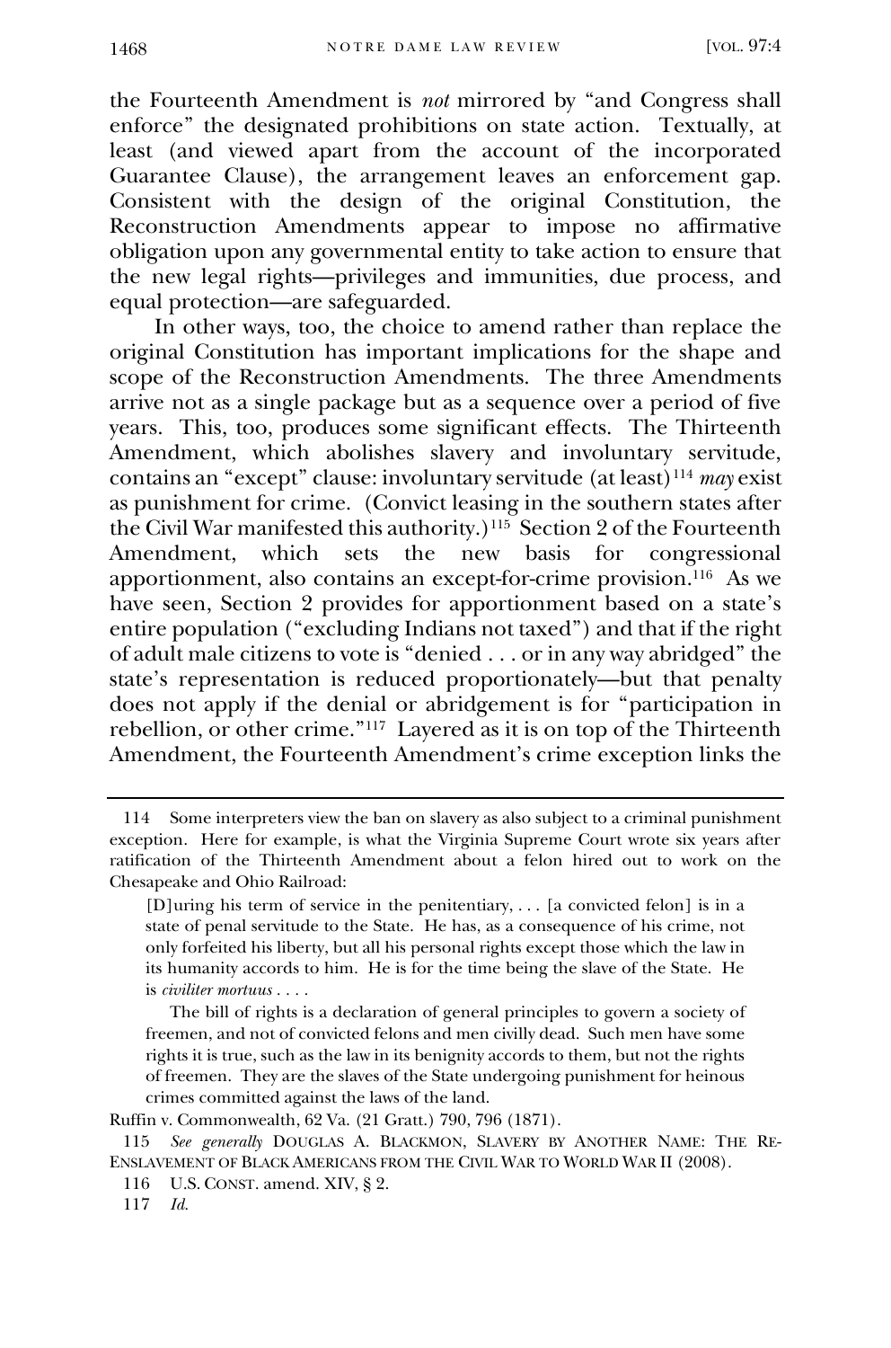the Fourteenth Amendment is *not* mirrored by "and Congress shall enforce" the designated prohibitions on state action. Textually, at least (and viewed apart from the account of the incorporated Guarantee Clause), the arrangement leaves an enforcement gap. Consistent with the design of the original Constitution, the Reconstruction Amendments appear to impose no affirmative obligation upon any governmental entity to take action to ensure that the new legal rights—privileges and immunities, due process, and equal protection—are safeguarded.

In other ways, too, the choice to amend rather than replace the original Constitution has important implications for the shape and scope of the Reconstruction Amendments. The three Amendments arrive not as a single package but as a sequence over a period of five years. This, too, produces some significant effects. The Thirteenth Amendment, which abolishes slavery and involuntary servitude, contains an "except" clause: involuntary servitude (at least)[114] *may* exist as punishment for crime. (Convict leasing in the southern states after the Civil War manifested this authority.)[115] Section 2 of the Fourteenth Amendment, which sets the new basis for congressional apportionment, also contains an except-for-crime provision.[116] As we have seen, Section 2 provides for apportionment based on a state's entire population ("excluding Indians not taxed") and that if the right of adult male citizens to vote is "denied . . . or in any way abridged" the state's representation is reduced proportionately—but that penalty does not apply if the denial or abridgement is for "participation in rebellion, or other crime."[117] Layered as it is on top of the Thirteenth Amendment, the Fourteenth Amendment's crime exception links the

---

114 Some interpreters view the ban on slavery as also subject to a criminal punishment exception. Here for example, is what the Virginia Supreme Court wrote six years after ratification of the Thirteenth Amendment about a felon hired out to work on the Chesapeake and Ohio Railroad:

> [D]uring his term of service in the penitentiary, . . . [a convicted felon] is in a state of penal servitude to the State. He has, as a consequence of his crime, not only forfeited his liberty, but all his personal rights except those which the law in its humanity accords to him. He is for the time being the slave of the State. He is *civiliter mortuus* . . . .
>
> The bill of rights is a declaration of general principles to govern a society of freemen, and not of convicted felons and men civilly dead. Such men have some rights it is true, such as the law in its benignity accords to them, but not the rights of freemen. They are the slaves of the State undergoing punishment for heinous crimes committed against the laws of the land.

Ruffin v. Commonwealth, 62 Va. (21 Gratt.) 790, 796 (1871).

115 *See generally* DOUGLAS A. BLACKMON, SLAVERY BY ANOTHER NAME: THE RE-ENSLAVEMENT OF BLACK AMERICANS FROM THE CIVIL WAR TO WORLD WAR II (2008).

116 U.S. CONST. amend. XIV, § 2.

117 *Id.*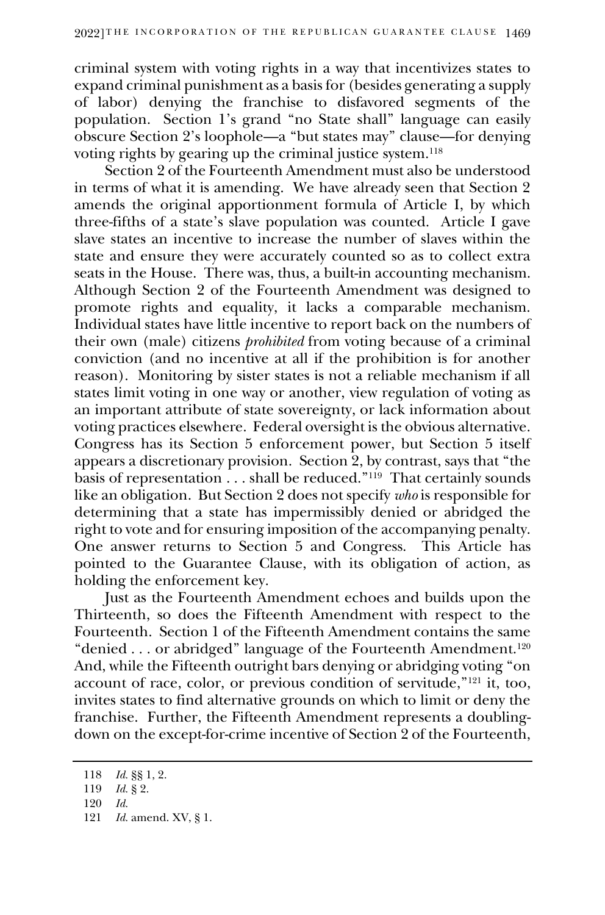criminal system with voting rights in a way that incentivizes states to expand criminal punishment as a basis for (besides generating a supply of labor) denying the franchise to disfavored segments of the population. Section 1's grand "no State shall" language can easily obscure Section 2's loophole—a "but states may" clause—for denying voting rights by gearing up the criminal justice system.[118]

Section 2 of the Fourteenth Amendment must also be understood in terms of what it is amending. We have already seen that Section 2 amends the original apportionment formula of Article I, by which three-fifths of a state's slave population was counted. Article I gave slave states an incentive to increase the number of slaves within the state and ensure they were accurately counted so as to collect extra seats in the House. There was, thus, a built-in accounting mechanism. Although Section 2 of the Fourteenth Amendment was designed to promote rights and equality, it lacks a comparable mechanism. Individual states have little incentive to report back on the numbers of their own (male) citizens *prohibited* from voting because of a criminal conviction (and no incentive at all if the prohibition is for another reason). Monitoring by sister states is not a reliable mechanism if all states limit voting in one way or another, view regulation of voting as an important attribute of state sovereignty, or lack information about voting practices elsewhere. Federal oversight is the obvious alternative. Congress has its Section 5 enforcement power, but Section 5 itself appears a discretionary provision. Section 2, by contrast, says that "the basis of representation . . . shall be reduced."[119] That certainly sounds like an obligation. But Section 2 does not specify *who* is responsible for determining that a state has impermissibly denied or abridged the right to vote and for ensuring imposition of the accompanying penalty. One answer returns to Section 5 and Congress. This Article has pointed to the Guarantee Clause, with its obligation of action, as holding the enforcement key.

Just as the Fourteenth Amendment echoes and builds upon the Thirteenth, so does the Fifteenth Amendment with respect to the Fourteenth. Section 1 of the Fifteenth Amendment contains the same "denied . . . or abridged" language of the Fourteenth Amendment.[120] And, while the Fifteenth outright bars denying or abridging voting "on account of race, color, or previous condition of servitude,"[121] it, too, invites states to find alternative grounds on which to limit or deny the franchise. Further, the Fifteenth Amendment represents a doubling-down on the except-for-crime incentive of Section 2 of the Fourteenth,

---

118 *Id.* §§ 1, 2.

119 *Id.* § 2.

120 *Id.*

121 *Id.* amend. XV, § 1.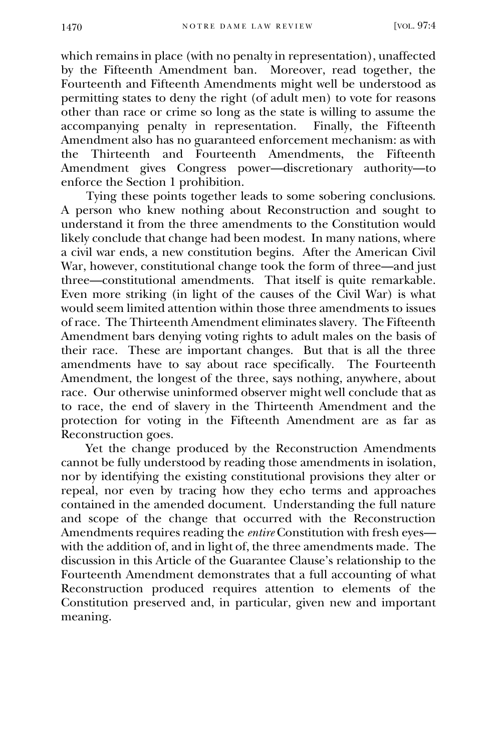which remains in place (with no penalty in representation), unaffected by the Fifteenth Amendment ban. Moreover, read together, the Fourteenth and Fifteenth Amendments might well be understood as permitting states to deny the right (of adult men) to vote for reasons other than race or crime so long as the state is willing to assume the accompanying penalty in representation. Finally, the Fifteenth Amendment also has no guaranteed enforcement mechanism: as with the Thirteenth and Fourteenth Amendments, the Fifteenth Amendment gives Congress power—discretionary authority—to enforce the Section 1 prohibition.

Tying these points together leads to some sobering conclusions. A person who knew nothing about Reconstruction and sought to understand it from the three amendments to the Constitution would likely conclude that change had been modest. In many nations, where a civil war ends, a new constitution begins. After the American Civil War, however, constitutional change took the form of three—and just three—constitutional amendments. That itself is quite remarkable. Even more striking (in light of the causes of the Civil War) is what would seem limited attention within those three amendments to issues of race. The Thirteenth Amendment eliminates slavery. The Fifteenth Amendment bars denying voting rights to adult males on the basis of their race. These are important changes. But that is all the three amendments have to say about race specifically. The Fourteenth Amendment, the longest of the three, says nothing, anywhere, about race. Our otherwise uninformed observer might well conclude that as to race, the end of slavery in the Thirteenth Amendment and the protection for voting in the Fifteenth Amendment are as far as Reconstruction goes.

Yet the change produced by the Reconstruction Amendments cannot be fully understood by reading those amendments in isolation, nor by identifying the existing constitutional provisions they alter or repeal, nor even by tracing how they echo terms and approaches contained in the amended document. Understanding the full nature and scope of the change that occurred with the Reconstruction Amendments requires reading the *entire* Constitution with fresh eyes—with the addition of, and in light of, the three amendments made. The discussion in this Article of the Guarantee Clause's relationship to the Fourteenth Amendment demonstrates that a full accounting of what Reconstruction produced requires attention to elements of the Constitution preserved and, in particular, given new and important meaning.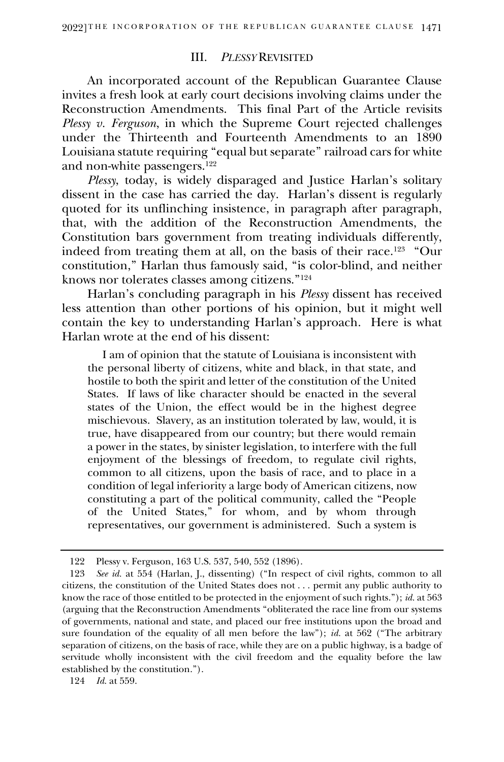## III. *PLESSY* REVISITED

An incorporated account of the Republican Guarantee Clause invites a fresh look at early court decisions involving claims under the Reconstruction Amendments. This final Part of the Article revisits *Plessy v. Ferguson*, in which the Supreme Court rejected challenges under the Thirteenth and Fourteenth Amendments to an 1890 Louisiana statute requiring "equal but separate" railroad cars for white and non-white passengers.[122]

*Plessy*, today, is widely disparaged and Justice Harlan's solitary dissent in the case has carried the day. Harlan's dissent is regularly quoted for its unflinching insistence, in paragraph after paragraph, that, with the addition of the Reconstruction Amendments, the Constitution bars government from treating individuals differently, indeed from treating them at all, on the basis of their race.[123] "Our constitution," Harlan thus famously said, "is color-blind, and neither knows nor tolerates classes among citizens."[124]

Harlan's concluding paragraph in his *Plessy* dissent has received less attention than other portions of his opinion, but it might well contain the key to understanding Harlan's approach. Here is what Harlan wrote at the end of his dissent:

> I am of opinion that the statute of Louisiana is inconsistent with the personal liberty of citizens, white and black, in that state, and hostile to both the spirit and letter of the constitution of the United States. If laws of like character should be enacted in the several states of the Union, the effect would be in the highest degree mischievous. Slavery, as an institution tolerated by law, would, it is true, have disappeared from our country; but there would remain a power in the states, by sinister legislation, to interfere with the full enjoyment of the blessings of freedom, to regulate civil rights, common to all citizens, upon the basis of race, and to place in a condition of legal inferiority a large body of American citizens, now constituting a part of the political community, called the "People of the United States," for whom, and by whom through representatives, our government is administered. Such a system is

---

122 Plessy v. Ferguson, 163 U.S. 537, 540, 552 (1896).

123 *See id.* at 554 (Harlan, J., dissenting) ("In respect of civil rights, common to all citizens, the constitution of the United States does not . . . permit any public authority to know the race of those entitled to be protected in the enjoyment of such rights."); *id.* at 563 (arguing that the Reconstruction Amendments "obliterated the race line from our systems of governments, national and state, and placed our free institutions upon the broad and sure foundation of the equality of all men before the law"); *id.* at 562 ("The arbitrary separation of citizens, on the basis of race, while they are on a public highway, is a badge of servitude wholly inconsistent with the civil freedom and the equality before the law established by the constitution.").

124 *Id.* at 559.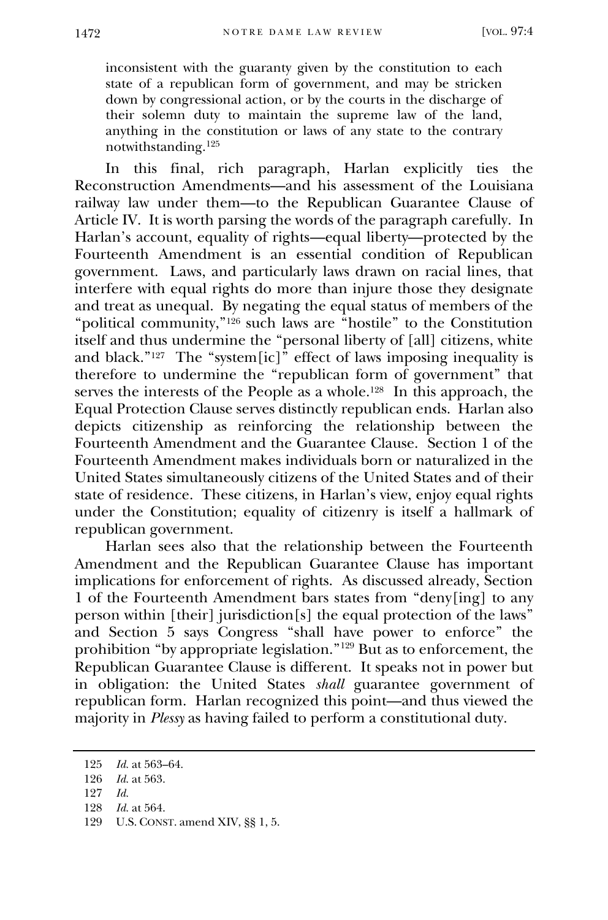> inconsistent with the guaranty given by the constitution to each state of a republican form of government, and may be stricken down by congressional action, or by the courts in the discharge of their solemn duty to maintain the supreme law of the land, anything in the constitution or laws of any state to the contrary notwithstanding.[125]

In this final, rich paragraph, Harlan explicitly ties the Reconstruction Amendments—and his assessment of the Louisiana railway law under them—to the Republican Guarantee Clause of Article IV. It is worth parsing the words of the paragraph carefully. In Harlan's account, equality of rights—equal liberty—protected by the Fourteenth Amendment is an essential condition of Republican government. Laws, and particularly laws drawn on racial lines, that interfere with equal rights do more than injure those they designate and treat as unequal. By negating the equal status of members of the "political community,"[126] such laws are "hostile" to the Constitution itself and thus undermine the "personal liberty of [all] citizens, white and black."[127] The "system[ic]" effect of laws imposing inequality is therefore to undermine the "republican form of government" that serves the interests of the People as a whole.[128] In this approach, the Equal Protection Clause serves distinctly republican ends. Harlan also depicts citizenship as reinforcing the relationship between the Fourteenth Amendment and the Guarantee Clause. Section 1 of the Fourteenth Amendment makes individuals born or naturalized in the United States simultaneously citizens of the United States and of their state of residence. These citizens, in Harlan's view, enjoy equal rights under the Constitution; equality of citizenry is itself a hallmark of republican government.

Harlan sees also that the relationship between the Fourteenth Amendment and the Republican Guarantee Clause has important implications for enforcement of rights. As discussed already, Section 1 of the Fourteenth Amendment bars states from "deny[ing] to any person within [their] jurisdiction[s] the equal protection of the laws" and Section 5 says Congress "shall have power to enforce" the prohibition "by appropriate legislation."[129] But as to enforcement, the Republican Guarantee Clause is different. It speaks not in power but in obligation: the United States *shall* guarantee government of republican form. Harlan recognized this point—and thus viewed the majority in *Plessy* as having failed to perform a constitutional duty.

---

125 *Id.* at 563–64.

126 *Id.* at 563.

127 *Id.*

128 *Id.* at 564.

129 U.S. CONST. amend XIV, §§ 1, 5.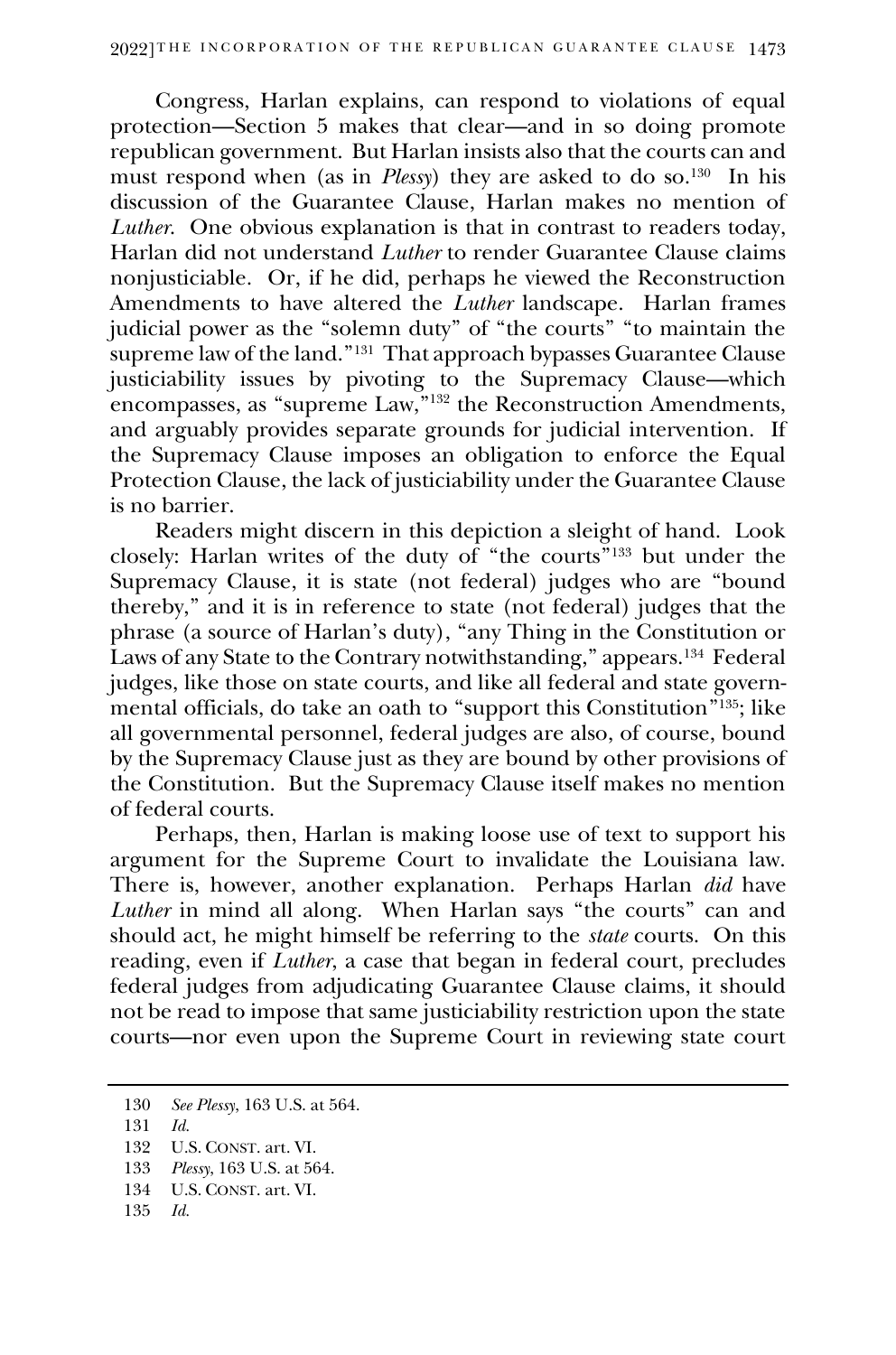Congress, Harlan explains, can respond to violations of equal protection—Section 5 makes that clear—and in so doing promote republican government. But Harlan insists also that the courts can and must respond when (as in *Plessy*) they are asked to do so.[130] In his discussion of the Guarantee Clause, Harlan makes no mention of *Luther*. One obvious explanation is that in contrast to readers today, Harlan did not understand *Luther* to render Guarantee Clause claims nonjusticiable. Or, if he did, perhaps he viewed the Reconstruction Amendments to have altered the *Luther* landscape. Harlan frames judicial power as the "solemn duty" of "the courts" "to maintain the supreme law of the land."[131] That approach bypasses Guarantee Clause justiciability issues by pivoting to the Supremacy Clause—which encompasses, as "supreme Law,"[132] the Reconstruction Amendments, and arguably provides separate grounds for judicial intervention. If the Supremacy Clause imposes an obligation to enforce the Equal Protection Clause, the lack of justiciability under the Guarantee Clause is no barrier.

Readers might discern in this depiction a sleight of hand. Look closely: Harlan writes of the duty of "the courts"[133] but under the Supremacy Clause, it is state (not federal) judges who are "bound thereby," and it is in reference to state (not federal) judges that the phrase (a source of Harlan's duty), "any Thing in the Constitution or Laws of any State to the Contrary notwithstanding," appears.[134] Federal judges, like those on state courts, and like all federal and state governmental officials, do take an oath to "support this Constitution"[135]; like all governmental personnel, federal judges are also, of course, bound by the Supremacy Clause just as they are bound by other provisions of the Constitution. But the Supremacy Clause itself makes no mention of federal courts.

Perhaps, then, Harlan is making loose use of text to support his argument for the Supreme Court to invalidate the Louisiana law. There is, however, another explanation. Perhaps Harlan *did* have *Luther* in mind all along. When Harlan says "the courts" can and should act, he might himself be referring to the *state* courts. On this reading, even if *Luther*, a case that began in federal court, precludes federal judges from adjudicating Guarantee Clause claims, it should not be read to impose that same justiciability restriction upon the state courts—nor even upon the Supreme Court in reviewing state court

130 *See Plessy*, 163 U.S. at 564.

131 *Id.*

132 U.S. CONST. art. VI.

133 *Plessy*, 163 U.S. at 564.

134 U.S. CONST. art. VI.

135 *Id.*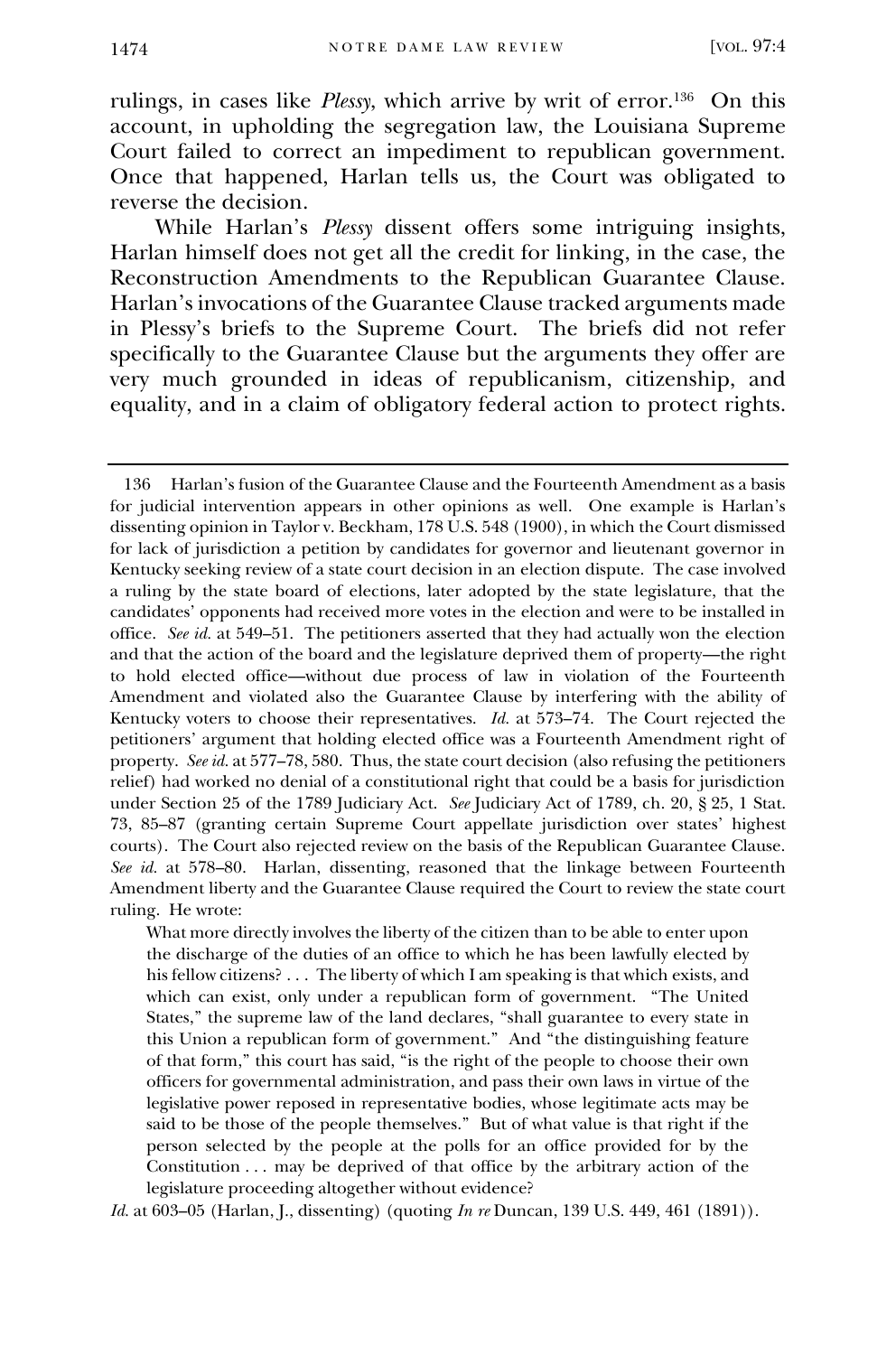rulings, in cases like *Plessy*, which arrive by writ of error.[136] On this account, in upholding the segregation law, the Louisiana Supreme Court failed to correct an impediment to republican government. Once that happened, Harlan tells us, the Court was obligated to reverse the decision.

While Harlan's *Plessy* dissent offers some intriguing insights, Harlan himself does not get all the credit for linking, in the case, the Reconstruction Amendments to the Republican Guarantee Clause. Harlan's invocations of the Guarantee Clause tracked arguments made in Plessy's briefs to the Supreme Court. The briefs did not refer specifically to the Guarantee Clause but the arguments they offer are very much grounded in ideas of republicanism, citizenship, and equality, and in a claim of obligatory federal action to protect rights.

---

136 Harlan's fusion of the Guarantee Clause and the Fourteenth Amendment as a basis for judicial intervention appears in other opinions as well. One example is Harlan's dissenting opinion in Taylor v. Beckham, 178 U.S. 548 (1900), in which the Court dismissed for lack of jurisdiction a petition by candidates for governor and lieutenant governor in Kentucky seeking review of a state court decision in an election dispute. The case involved a ruling by the state board of elections, later adopted by the state legislature, that the candidates' opponents had received more votes in the election and were to be installed in office. *See id.* at 549–51. The petitioners asserted that they had actually won the election and that the action of the board and the legislature deprived them of property—the right to hold elected office—without due process of law in violation of the Fourteenth Amendment and violated also the Guarantee Clause by interfering with the ability of Kentucky voters to choose their representatives. *Id.* at 573–74. The Court rejected the petitioners' argument that holding elected office was a Fourteenth Amendment right of property. *See id.* at 577–78, 580. Thus, the state court decision (also refusing the petitioners relief) had worked no denial of a constitutional right that could be a basis for jurisdiction under Section 25 of the 1789 Judiciary Act. *See* Judiciary Act of 1789, ch. 20, § 25, 1 Stat. 73, 85–87 (granting certain Supreme Court appellate jurisdiction over states' highest courts). The Court also rejected review on the basis of the Republican Guarantee Clause. *See id.* at 578–80. Harlan, dissenting, reasoned that the linkage between Fourteenth Amendment liberty and the Guarantee Clause required the Court to review the state court ruling. He wrote:

> What more directly involves the liberty of the citizen than to be able to enter upon the discharge of the duties of an office to which he has been lawfully elected by his fellow citizens? . . . The liberty of which I am speaking is that which exists, and which can exist, only under a republican form of government. "The United States," the supreme law of the land declares, "shall guarantee to every state in this Union a republican form of government." And "the distinguishing feature of that form," this court has said, "is the right of the people to choose their own officers for governmental administration, and pass their own laws in virtue of the legislative power reposed in representative bodies, whose legitimate acts may be said to be those of the people themselves." But of what value is that right if the person selected by the people at the polls for an office provided for by the Constitution . . . may be deprived of that office by the arbitrary action of the legislature proceeding altogether without evidence?

*Id.* at 603–05 (Harlan, J., dissenting) (quoting *In re* Duncan, 139 U.S. 449, 461 (1891)).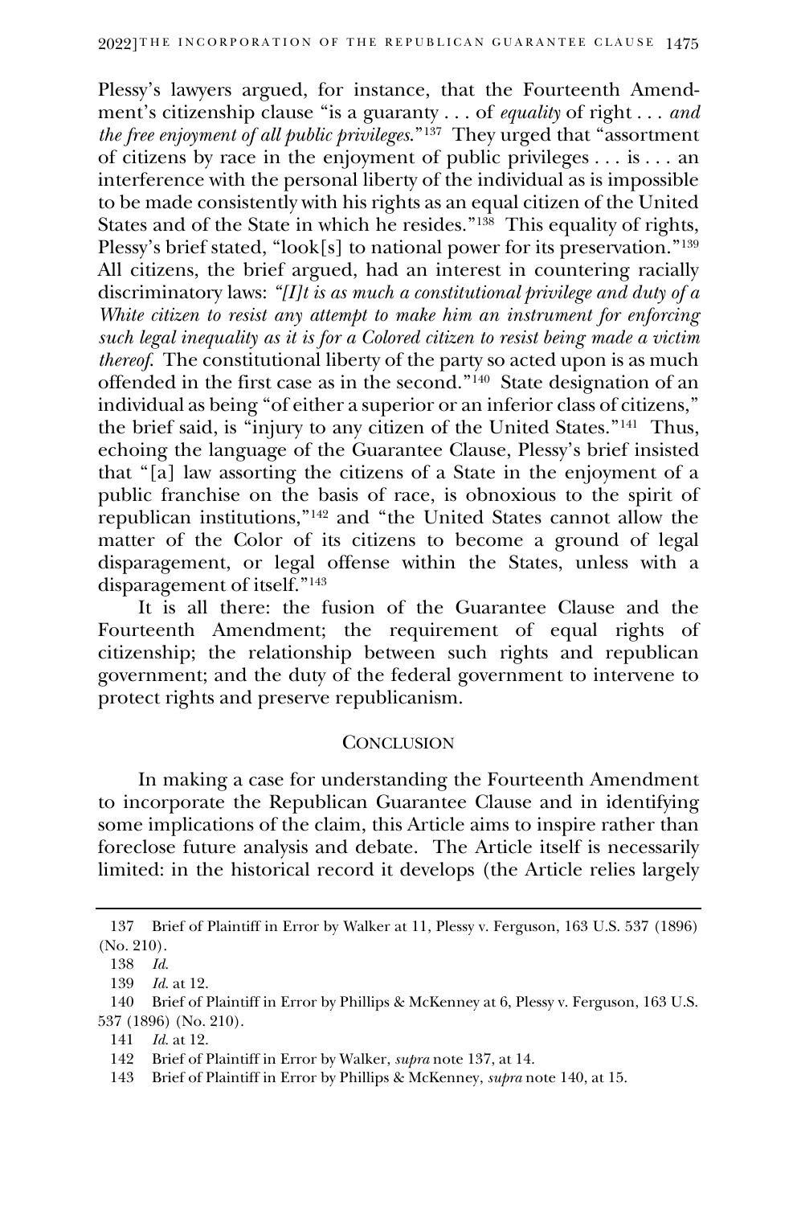Plessy's lawyers argued, for instance, that the Fourteenth Amendment's citizenship clause "is a guaranty . . . of *equality* of right . . . *and the free enjoyment of all public privileges*."[137] They urged that "assortment of citizens by race in the enjoyment of public privileges . . . is . . . an interference with the personal liberty of the individual as is impossible to be made consistently with his rights as an equal citizen of the United States and of the State in which he resides."[138] This equality of rights, Plessy's brief stated, "look[s] to national power for its preservation."[139] All citizens, the brief argued, had an interest in countering racially discriminatory laws: *"[I]t is as much a constitutional privilege and duty of a White citizen to resist any attempt to make him an instrument for enforcing such legal inequality as it is for a Colored citizen to resist being made a victim thereof.* The constitutional liberty of the party so acted upon is as much offended in the first case as in the second."[140] State designation of an individual as being "of either a superior or an inferior class of citizens," the brief said, is "injury to any citizen of the United States."[141] Thus, echoing the language of the Guarantee Clause, Plessy's brief insisted that "[a] law assorting the citizens of a State in the enjoyment of a public franchise on the basis of race, is obnoxious to the spirit of republican institutions,"[142] and "the United States cannot allow the matter of the Color of its citizens to become a ground of legal disparagement, or legal offense within the States, unless with a disparagement of itself."[143]

It is all there: the fusion of the Guarantee Clause and the Fourteenth Amendment; the requirement of equal rights of citizenship; the relationship between such rights and republican government; and the duty of the federal government to intervene to protect rights and preserve republicanism.

## CONCLUSION

In making a case for understanding the Fourteenth Amendment to incorporate the Republican Guarantee Clause and in identifying some implications of the claim, this Article aims to inspire rather than foreclose future analysis and debate. The Article itself is necessarily limited: in the historical record it develops (the Article relies largely

---

137 Brief of Plaintiff in Error by Walker at 11, Plessy v. Ferguson, 163 U.S. 537 (1896) (No. 210).

138 *Id.*

139 *Id.* at 12.

140 Brief of Plaintiff in Error by Phillips & McKenney at 6, Plessy v. Ferguson, 163 U.S. 537 (1896) (No. 210).

141 *Id.* at 12.

142 Brief of Plaintiff in Error by Walker, *supra* note 137, at 14.

143 Brief of Plaintiff in Error by Phillips & McKenney, *supra* note 140, at 15.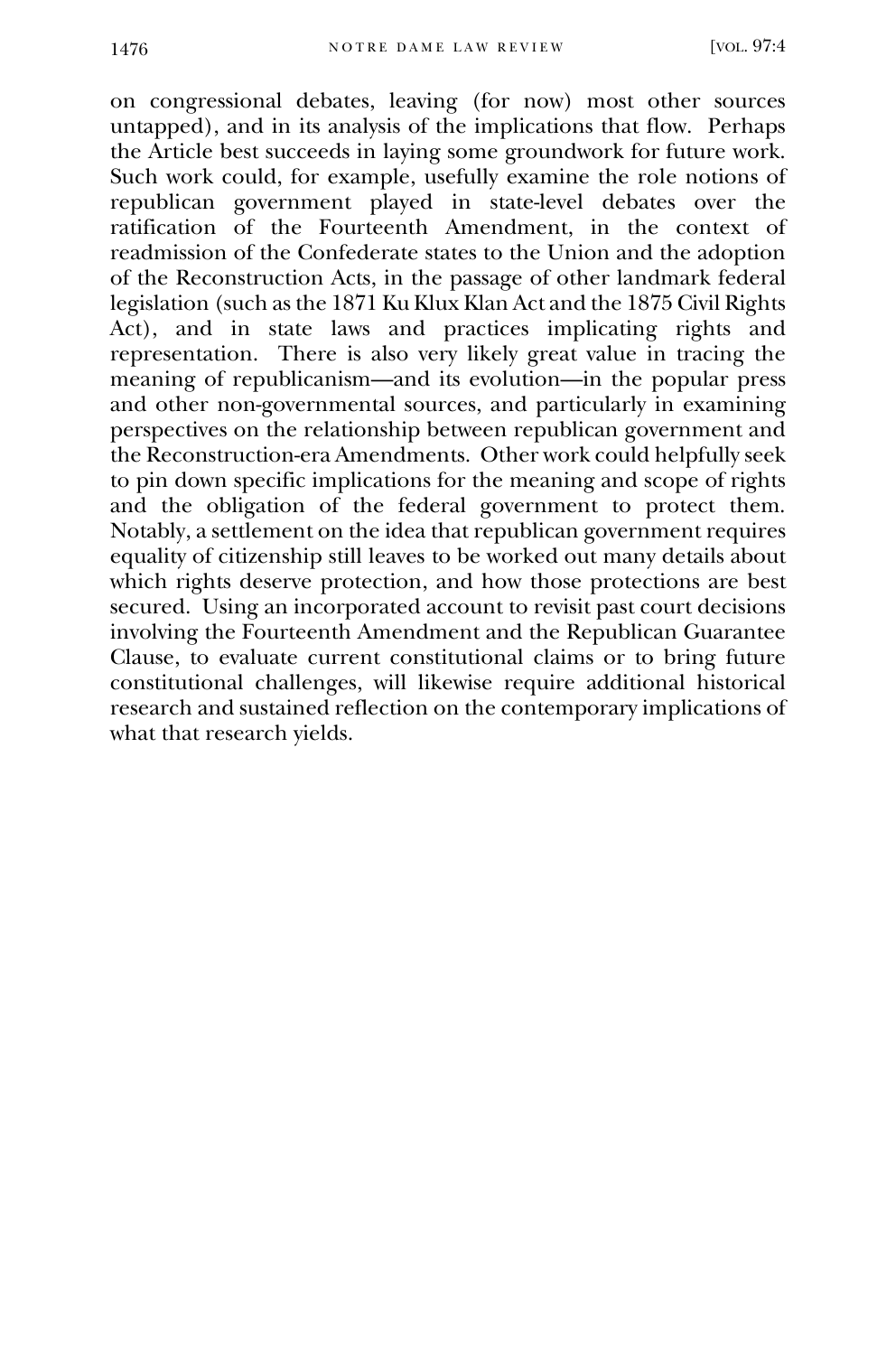on congressional debates, leaving (for now) most other sources untapped), and in its analysis of the implications that flow. Perhaps the Article best succeeds in laying some groundwork for future work. Such work could, for example, usefully examine the role notions of republican government played in state-level debates over the ratification of the Fourteenth Amendment, in the context of readmission of the Confederate states to the Union and the adoption of the Reconstruction Acts, in the passage of other landmark federal legislation (such as the 1871 Ku Klux Klan Act and the 1875 Civil Rights Act), and in state laws and practices implicating rights and representation. There is also very likely great value in tracing the meaning of republicanism—and its evolution—in the popular press and other non-governmental sources, and particularly in examining perspectives on the relationship between republican government and the Reconstruction-era Amendments. Other work could helpfully seek to pin down specific implications for the meaning and scope of rights and the obligation of the federal government to protect them. Notably, a settlement on the idea that republican government requires equality of citizenship still leaves to be worked out many details about which rights deserve protection, and how those protections are best secured. Using an incorporated account to revisit past court decisions involving the Fourteenth Amendment and the Republican Guarantee Clause, to evaluate current constitutional claims or to bring future constitutional challenges, will likewise require additional historical research and sustained reflection on the contemporary implications of what that research yields.